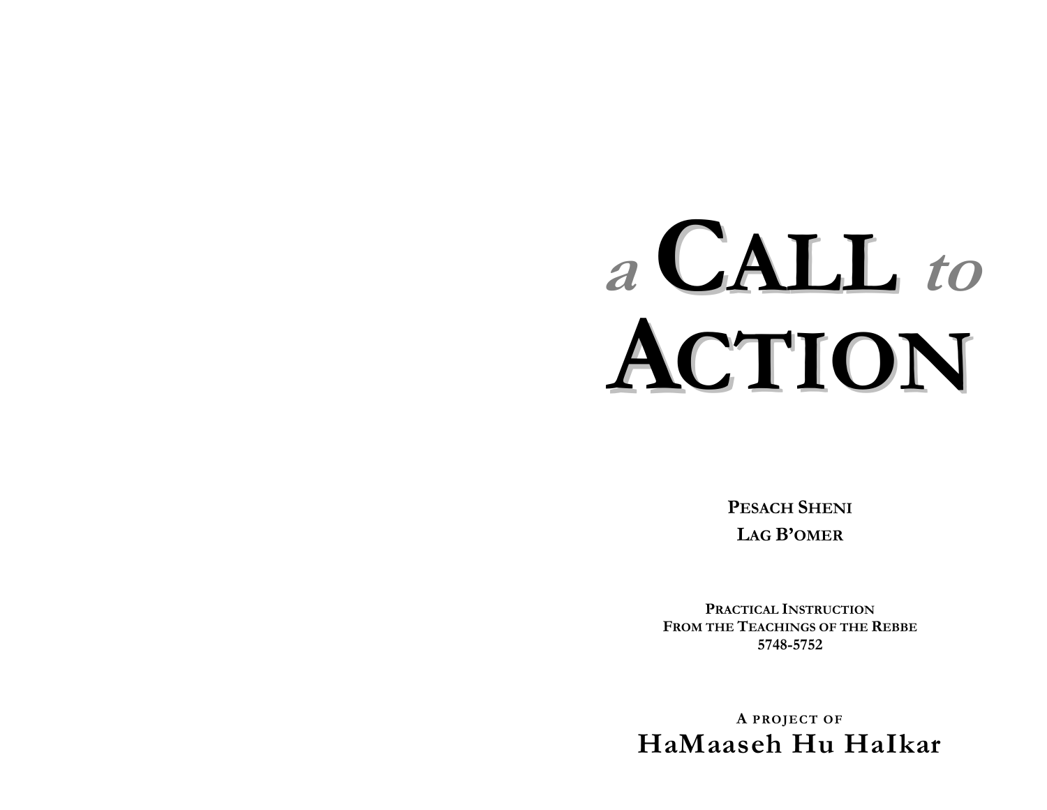# *a* CALL *to* ACTION

**PESACH SHENI**

**LAG B'OMER**

**PRACTICAL INSTRUCTION**
**FROM THE TEACHINGS OF THE REBBE**
**5748-5752**

**A PROJECT OF**

**HaMaaseh Hu HaIkar**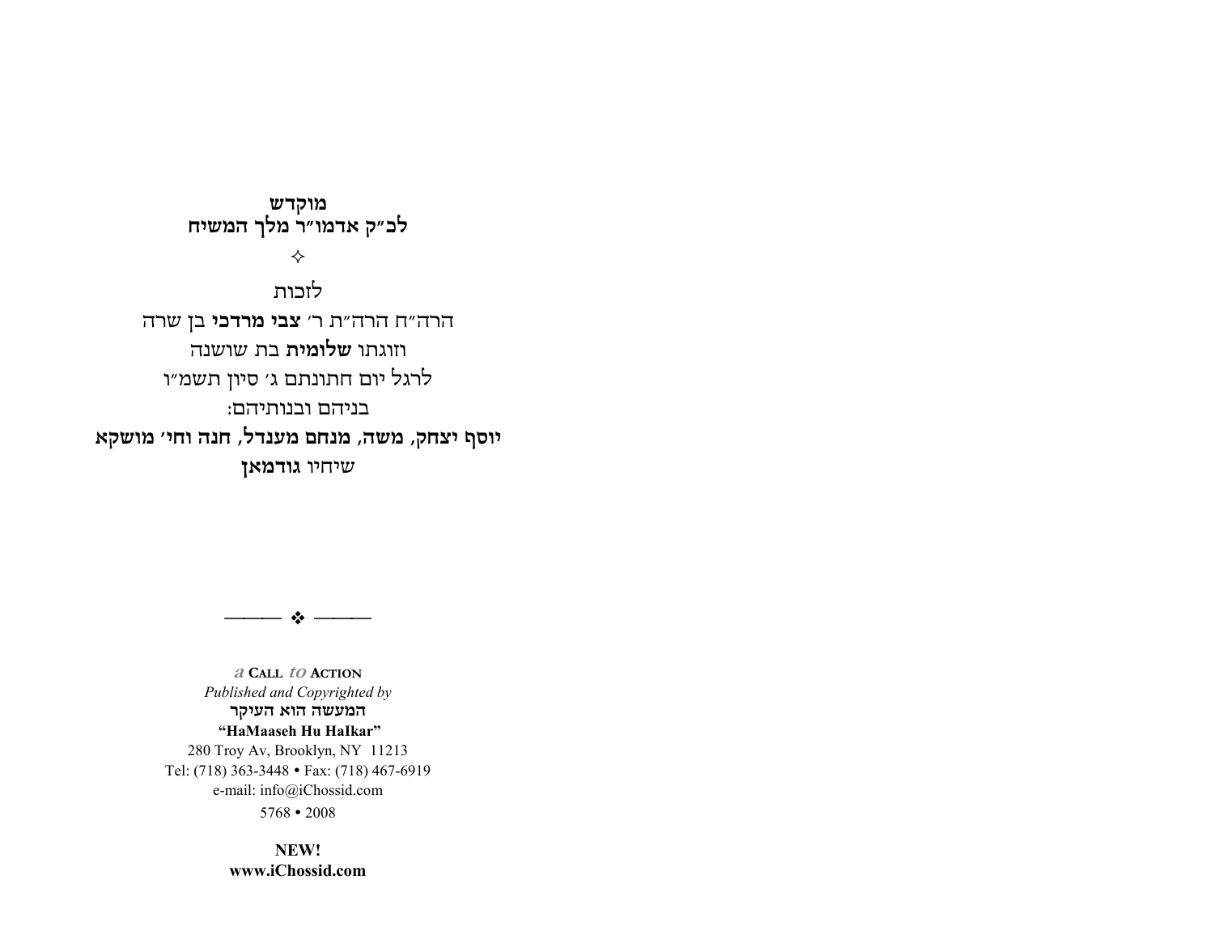**מוקדש**
**לכ״ק אדמו״ר מלך המשיח**

✧

לזכות
הרה״ח הרה״ת ר׳ **צבי מרדכי** בן שרה
וזוגתו **שלומית** בת שושנה
לרגל יום חתונתם ג׳ סיון תשמ״ו
בניהם ובנותיהם:
**יוסף יצחק, משה, מנחם מענדל, חנה וחי׳ מושקא**
שיחיו **גודמאן**

——— ❖ ———

*a* **CALL** *to* **ACTION**
*Published and Copyrighted by*
**המעשה הוא העיקר**
**"HaMaaseh Hu HaIkar"**
280 Troy Av, Brooklyn, NY 11213
Tel: (718) 363-3448 • Fax: (718) 467-6919
e-mail: info@iChossid.com
5768 • 2008

**NEW!**
**www.iChossid.com**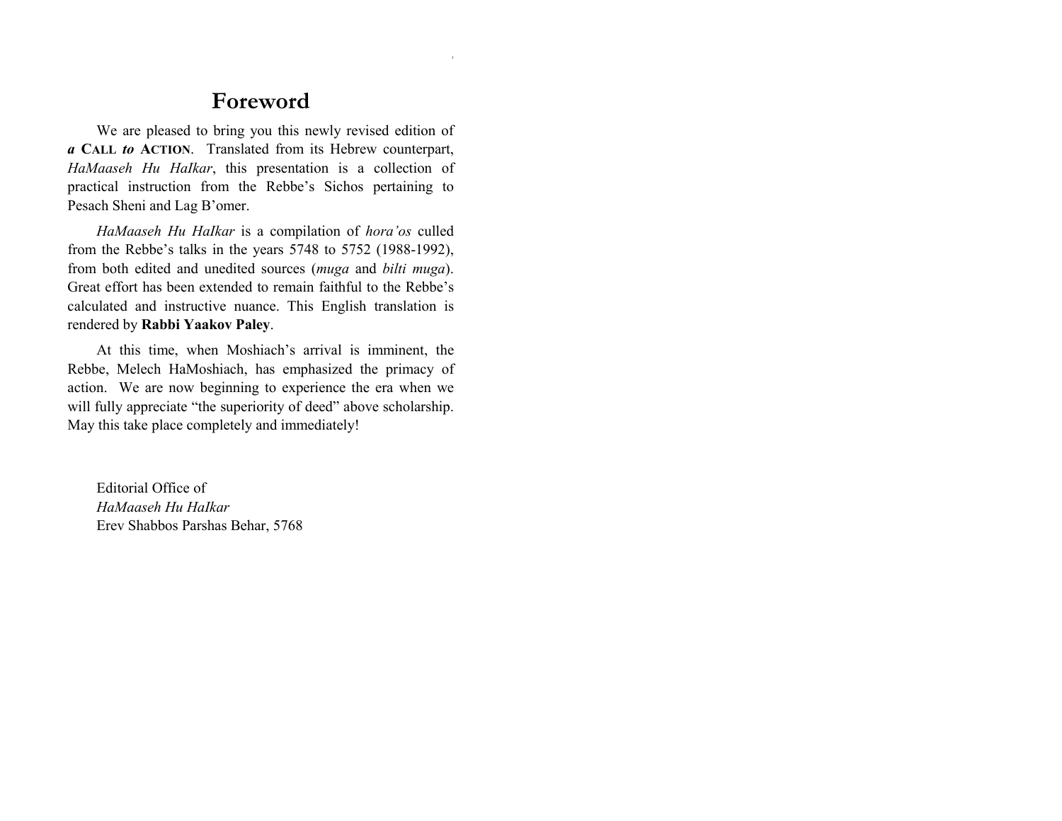# Foreword

We are pleased to bring you this newly revised edition of ***a*** **CALL *to* ACTION**. Translated from its Hebrew counterpart, *HaMaaseh Hu HaIkar*, this presentation is a collection of practical instruction from the Rebbe's Sichos pertaining to Pesach Sheni and Lag B'omer.

*HaMaaseh Hu HaIkar* is a compilation of *hora'os* culled from the Rebbe's talks in the years 5748 to 5752 (1988-1992), from both edited and unedited sources (*muga* and *bilti muga*). Great effort has been extended to remain faithful to the Rebbe's calculated and instructive nuance. This English translation is rendered by **Rabbi Yaakov Paley**.

At this time, when Moshiach's arrival is imminent, the Rebbe, Melech HaMoshiach, has emphasized the primacy of action. We are now beginning to experience the era when we will fully appreciate "the superiority of deed" above scholarship. May this take place completely and immediately!

Editorial Office of
*HaMaaseh Hu HaIkar*
Erev Shabbos Parshas Behar, 5768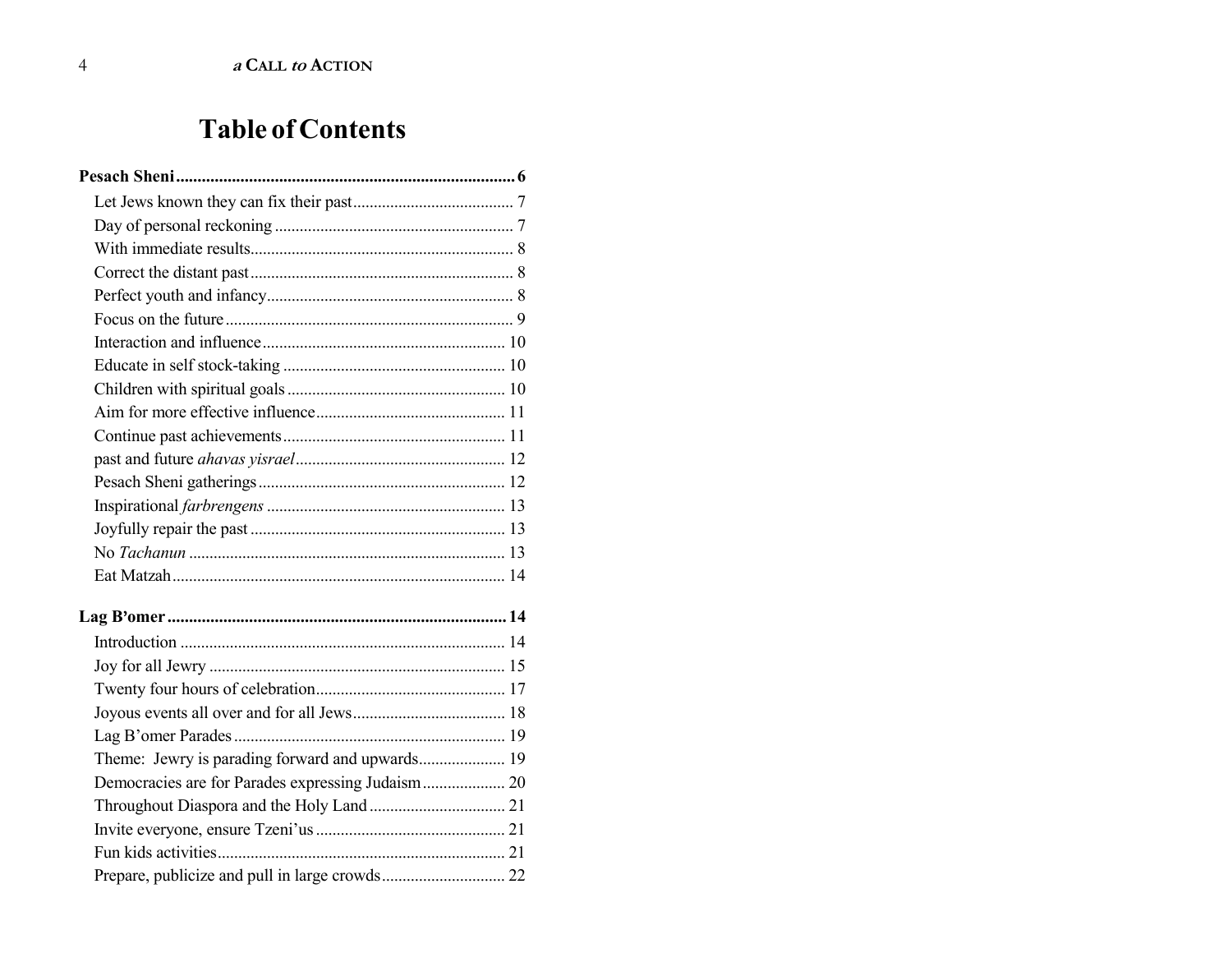# Table of Contents

**Pesach Sheni** ..... **6**

- Let Jews known they can fix their past ..... 7
- Day of personal reckoning ..... 7
- With immediate results ..... 8
- Correct the distant past ..... 8
- Perfect youth and infancy ..... 8
- Focus on the future ..... 9
- Interaction and influence ..... 10
- Educate in self stock-taking ..... 10
- Children with spiritual goals ..... 10
- Aim for more effective influence ..... 11
- Continue past achievements ..... 11
- past and future *ahavas yisrael* ..... 12
- Pesach Sheni gatherings ..... 12
- Inspirational *farbrengens* ..... 13
- Joyfully repair the past ..... 13
- No *Tachanun* ..... 13
- Eat Matzah ..... 14

**Lag B'omer** ..... **14**

- Introduction ..... 14
- Joy for all Jewry ..... 15
- Twenty four hours of celebration ..... 17
- Joyous events all over and for all Jews ..... 18
- Lag B'omer Parades ..... 19
- Theme: Jewry is parading forward and upwards ..... 19
- Democracies are for Parades expressing Judaism ..... 20
- Throughout Diaspora and the Holy Land ..... 21
- Invite everyone, ensure Tzeni'us ..... 21
- Fun kids activities ..... 21
- Prepare, publicize and pull in large crowds ..... 22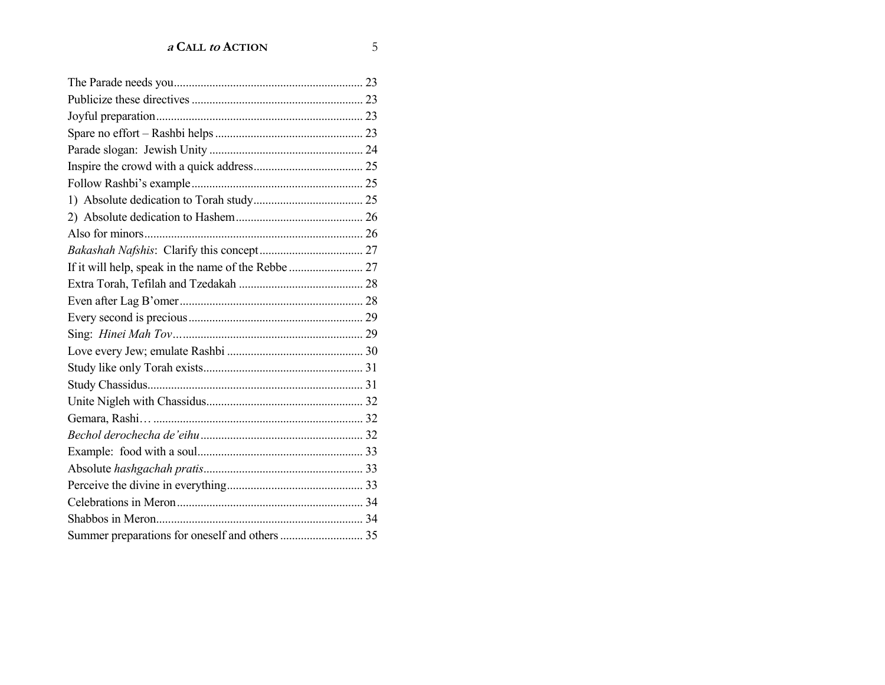| | |
|---|---|
| The Parade needs you | 23 |
| Publicize these directives | 23 |
| Joyful preparation | 23 |
| Spare no effort – Rashbi helps | 23 |
| Parade slogan: Jewish Unity | 24 |
| Inspire the crowd with a quick address | 25 |
| Follow Rashbi's example | 25 |
| 1) Absolute dedication to Torah study | 25 |
| 2) Absolute dedication to Hashem | 26 |
| Also for minors | 26 |
| *Bakashah Nafshis*: Clarify this concept | 27 |
| If it will help, speak in the name of the Rebbe | 27 |
| Extra Torah, Tefilah and Tzedakah | 28 |
| Even after Lag B'omer | 28 |
| Every second is precious | 29 |
| Sing: *Hinei Mah Tov…* | 29 |
| Love every Jew; emulate Rashbi | 30 |
| Study like only Torah exists | 31 |
| Study Chassidus | 31 |
| Unite Nigleh with Chassidus | 32 |
| Gemara, Rashi… | 32 |
| *Bechol derochecha de'eihu* | 32 |
| Example: food with a soul | 33 |
| Absolute *hashgachah pratis* | 33 |
| Perceive the divine in everything | 33 |
| Celebrations in Meron | 34 |
| Shabbos in Meron | 34 |
| Summer preparations for oneself and others | 35 |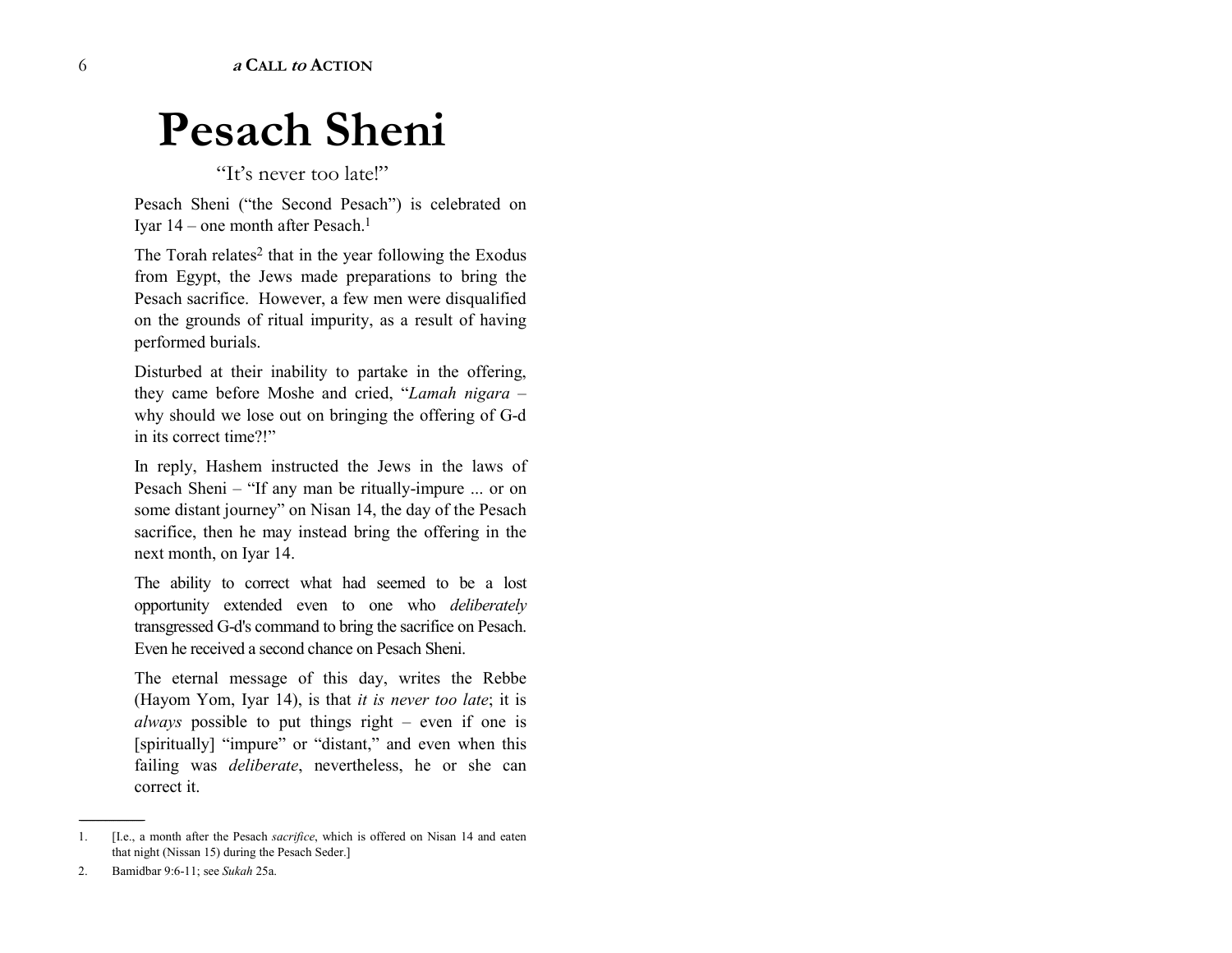# Pesach Sheni

"It's never too late!"

Pesach Sheni ("the Second Pesach") is celebrated on Iyar 14 – one month after Pesach.[1]

The Torah relates[2] that in the year following the Exodus from Egypt, the Jews made preparations to bring the Pesach sacrifice. However, a few men were disqualified on the grounds of ritual impurity, as a result of having performed burials.

Disturbed at their inability to partake in the offering, they came before Moshe and cried, "*Lamah nigara* – why should we lose out on bringing the offering of G-d in its correct time?!"

In reply, Hashem instructed the Jews in the laws of Pesach Sheni – "If any man be ritually-impure ... or on some distant journey" on Nisan 14, the day of the Pesach sacrifice, then he may instead bring the offering in the next month, on Iyar 14.

The ability to correct what had seemed to be a lost opportunity extended even to one who *deliberately* transgressed G-d's command to bring the sacrifice on Pesach. Even he received a second chance on Pesach Sheni.

The eternal message of this day, writes the Rebbe (Hayom Yom, Iyar 14), is that *it is never too late*; it is *always* possible to put things right – even if one is [spiritually] "impure" or "distant," and even when this failing was *deliberate*, nevertheless, he or she can correct it.

---

1. [I.e., a month after the Pesach *sacrifice*, which is offered on Nisan 14 and eaten that night (Nissan 15) during the Pesach Seder.]
2. Bamidbar 9:6-11; see *Sukah* 25a.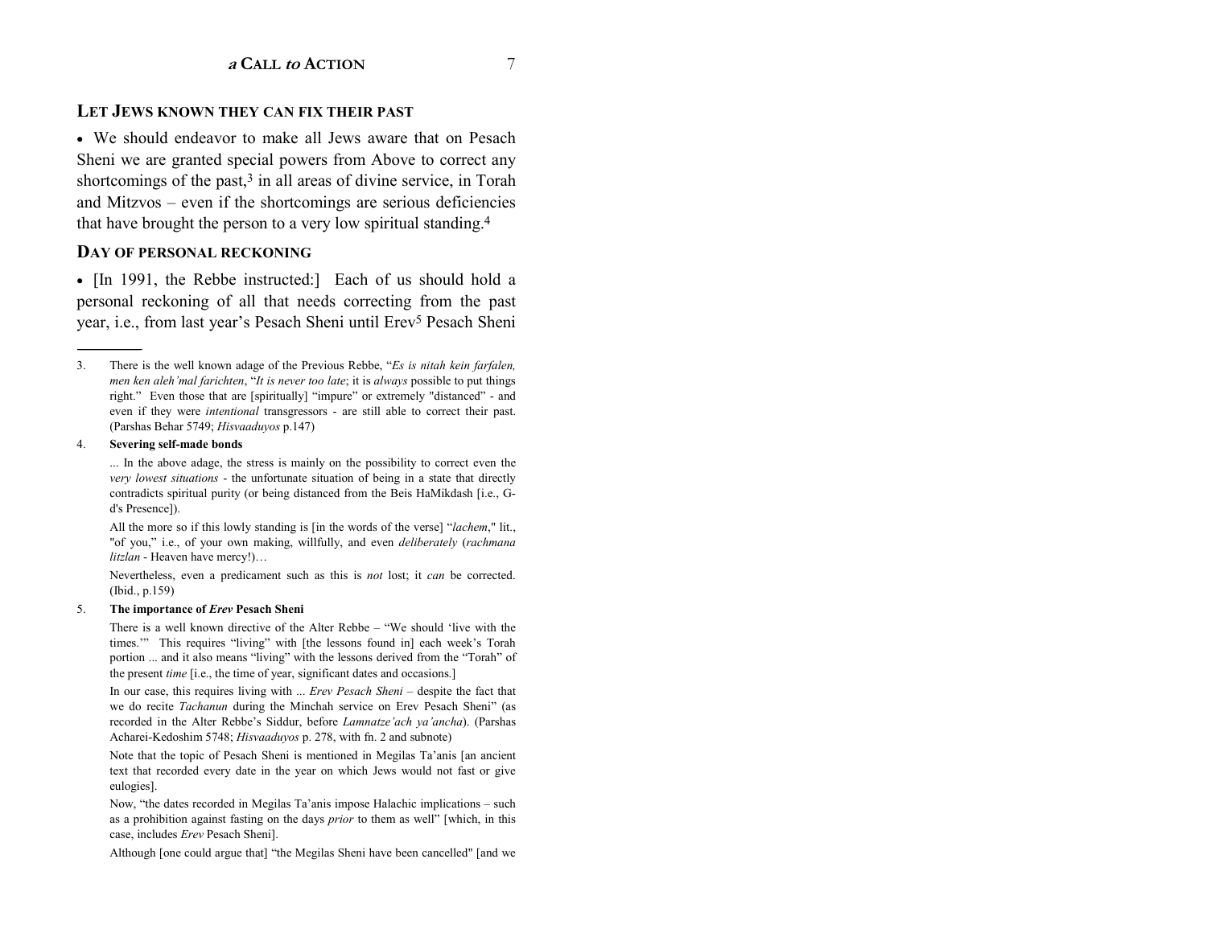## LET JEWS KNOWN THEY CAN FIX THEIR PAST

- We should endeavor to make all Jews aware that on Pesach Sheni we are granted special powers from Above to correct any shortcomings of the past,[3] in all areas of divine service, in Torah and Mitzvos – even if the shortcomings are serious deficiencies that have brought the person to a very low spiritual standing.[4]

## DAY OF PERSONAL RECKONING

- [In 1991, the Rebbe instructed:] Each of us should hold a personal reckoning of all that needs correcting from the past year, i.e., from last year's Pesach Sheni until Erev[5] Pesach Sheni

---

3. There is the well known adage of the Previous Rebbe, "*Es is nitah kein farfalen, men ken aleh'mal farichten*, "*It is never too late*; it is *always* possible to put things right." Even those that are [spiritually] "impure" or extremely "distanced" - and even if they were *intentional* transgressors - are still able to correct their past. (Parshas Behar 5749; *Hisvaaduyos* p.147)

4. **Severing self-made bonds**

   ... In the above adage, the stress is mainly on the possibility to correct even the *very lowest situations* - the unfortunate situation of being in a state that directly contradicts spiritual purity (or being distanced from the Beis HaMikdash [i.e., G-d's Presence]).

   All the more so if this lowly standing is [in the words of the verse] "*lachem*," lit., "of you," i.e., of your own making, willfully, and even *deliberately* (*rachmana litzlan* - Heaven have mercy!)…

   Nevertheless, even a predicament such as this is *not* lost; it *can* be corrected. (Ibid., p.159)

5. **The importance of *Erev* Pesach Sheni**

   There is a well known directive of the Alter Rebbe – "We should 'live with the times.'" This requires "living" with [the lessons found in] each week's Torah portion ... and it also means "living" with the lessons derived from the "Torah" of the present *time* [i.e., the time of year, significant dates and occasions.]

   In our case, this requires living with ... *Erev Pesach Sheni* – despite the fact that we do recite *Tachanun* during the Minchah service on Erev Pesach Sheni" (as recorded in the Alter Rebbe's Siddur, before *Lamnatze'ach ya'ancha*). (Parshas Acharei-Kedoshim 5748; *Hisvaaduyos* p. 278, with fn. 2 and subnote)

   Note that the topic of Pesach Sheni is mentioned in Megilas Ta'anis [an ancient text that recorded every date in the year on which Jews would not fast or give eulogies].

   Now, "the dates recorded in Megilas Ta'anis impose Halachic implications – such as a prohibition against fasting on the days *prior* to them as well" [which, in this case, includes *Erev* Pesach Sheni].

   Although [one could argue that] "the Megilas Sheni have been cancelled" [and we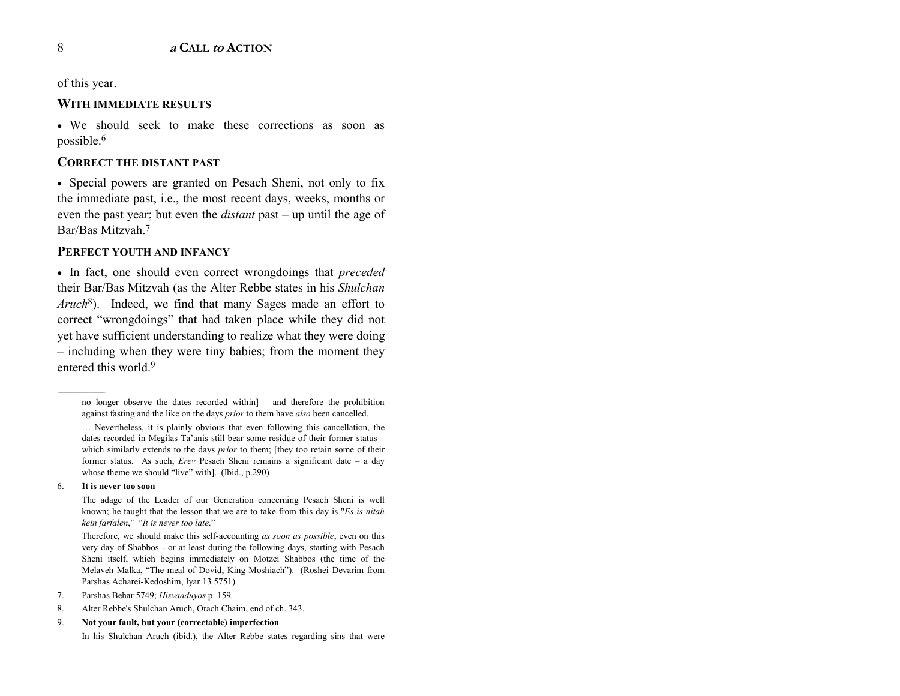of this year.

**WITH IMMEDIATE RESULTS**

- We should seek to make these corrections as soon as possible.[6]

**CORRECT THE DISTANT PAST**

- Special powers are granted on Pesach Sheni, not only to fix the immediate past, i.e., the most recent days, weeks, months or even the past year; but even the *distant* past – up until the age of Bar/Bas Mitzvah.[7]

**PERFECT YOUTH AND INFANCY**

- In fact, one should even correct wrongdoings that *preceded* their Bar/Bas Mitzvah (as the Alter Rebbe states in his *Shulchan Aruch*[8]). Indeed, we find that many Sages made an effort to correct "wrongdoings" that had taken place while they did not yet have sufficient understanding to realize what they were doing – including when they were tiny babies; from the moment they entered this world.[9]

---

no longer observe the dates recorded within] – and therefore the prohibition against fasting and the like on the days *prior* to them have *also* been cancelled.

… Nevertheless, it is plainly obvious that even following this cancellation, the dates recorded in Megilas Ta'anis still bear some residue of their former status – which similarly extends to the days *prior* to them; [they too retain some of their former status. As such, *Erev* Pesach Sheni remains a significant date – a day whose theme we should "live" with]. (Ibid., p.290)

6. **It is never too soon**

   The adage of the Leader of our Generation concerning Pesach Sheni is well known; he taught that the lesson that we are to take from this day is "*Es is nitah kein farfalen*," "*It is never too late*."

   Therefore, we should make this self-accounting *as soon as possible*, even on this very day of Shabbos - or at least during the following days, starting with Pesach Sheni itself, which begins immediately on Motzei Shabbos (the time of the Melaveh Malka, "The meal of Dovid, King Moshiach"). (Roshei Devarim from Parshas Acharei-Kedoshim, Iyar 13 5751)

7. Parshas Behar 5749; *Hisvaaduyos* p. 159.

8. Alter Rebbe's Shulchan Aruch, Orach Chaim, end of ch. 343.

9. **Not your fault, but your (correctable) imperfection**

   In his Shulchan Aruch (ibid.), the Alter Rebbe states regarding sins that were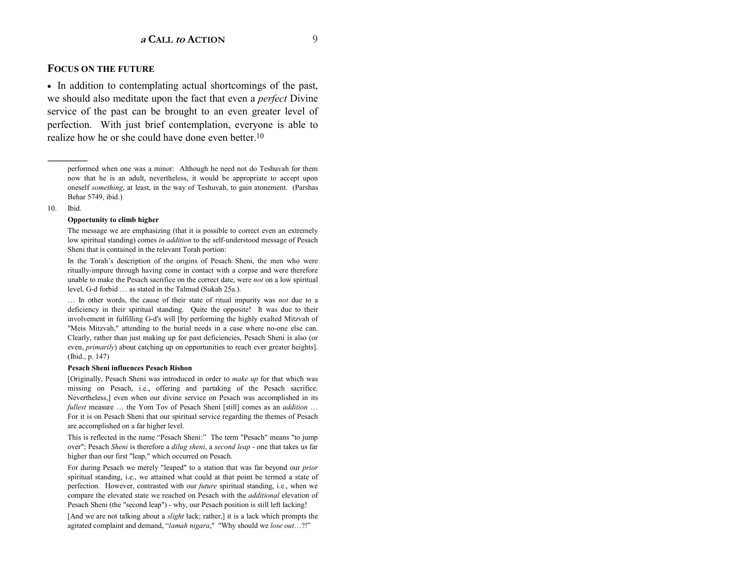## FOCUS ON THE FUTURE

• In addition to contemplating actual shortcomings of the past, we should also meditate upon the fact that even a *perfect* Divine service of the past can be brought to an even greater level of perfection. With just brief contemplation, everyone is able to realize how he or she could have done even better.[10]

---

performed when one was a minor: Although he need not do Teshuvah for them now that he is an adult, nevertheless, it would be appropriate to accept upon oneself *something*, at least, in the way of Teshuvah, to gain atonement. (Parshas Behar 5749, ibid.)

10. Ibid.

**Opportunity to climb higher**

The message we are emphasizing (that it is possible to correct even an extremely low spiritual standing) comes *in addition* to the self-understood message of Pesach Sheni that is contained in the relevant Torah portion:

In the Torah's description of the origins of Pesach Sheni, the men who were ritually-impure through having come in contact with a corpse and were therefore unable to make the Pesach sacrifice on the correct date, were *not* on a low spiritual level, G-d forbid … as stated in the Talmud (Sukah 25a.).

… In other words, the cause of their state of ritual impurity was *not* due to a deficiency in their spiritual standing. Quite the opposite! It was due to their involvement in fulfilling G-d's will [by performing the highly exalted Mitzvah of "Meis Mitzvah," attending to the burial needs in a case where no-one else can. Clearly, rather than just making up for past deficiencies, Pesach Sheni is also (or even, *primarily*) about catching up on opportunities to reach ever greater heights]. (Ibid., p. 147)

**Pesach Sheni influences Pesach Rishon**

[Originally, Pesach Sheni was introduced in order to *make up* for that which was missing on Pesach, i.e., offering and partaking of the Pesach sacrifice. Nevertheless,] even when our divine service on Pesach was accomplished in its *fullest* measure … the Yom Tov of Pesach Sheni [still] comes as an *addition* … For it is on Pesach Sheni that our spiritual service regarding the themes of Pesach are accomplished on a far higher level.

This is reflected in the name "Pesach Sheni:" The term "Pesach" means "to jump over"; Pesach *Sheni* is therefore a *dilug sheni*, a *second leap* - one that takes us far higher than our first "leap," which occurred on Pesach.

For during Pesach we merely "leaped" to a station that was far beyond our *prior* spiritual standing, i.e., we attained what could at that point be termed a state of perfection. However, contrasted with our *future* spiritual standing, i.e., when we compare the elevated state we reached on Pesach with the *additional* elevation of Pesach Sheni (the "second leap") - why, our Pesach position is still left lacking!

[And we are not talking about a *slight* lack; rather,] it is a lack which prompts the agitated complaint and demand, "*lamah nigara*," "Why should we *lose out*…?!"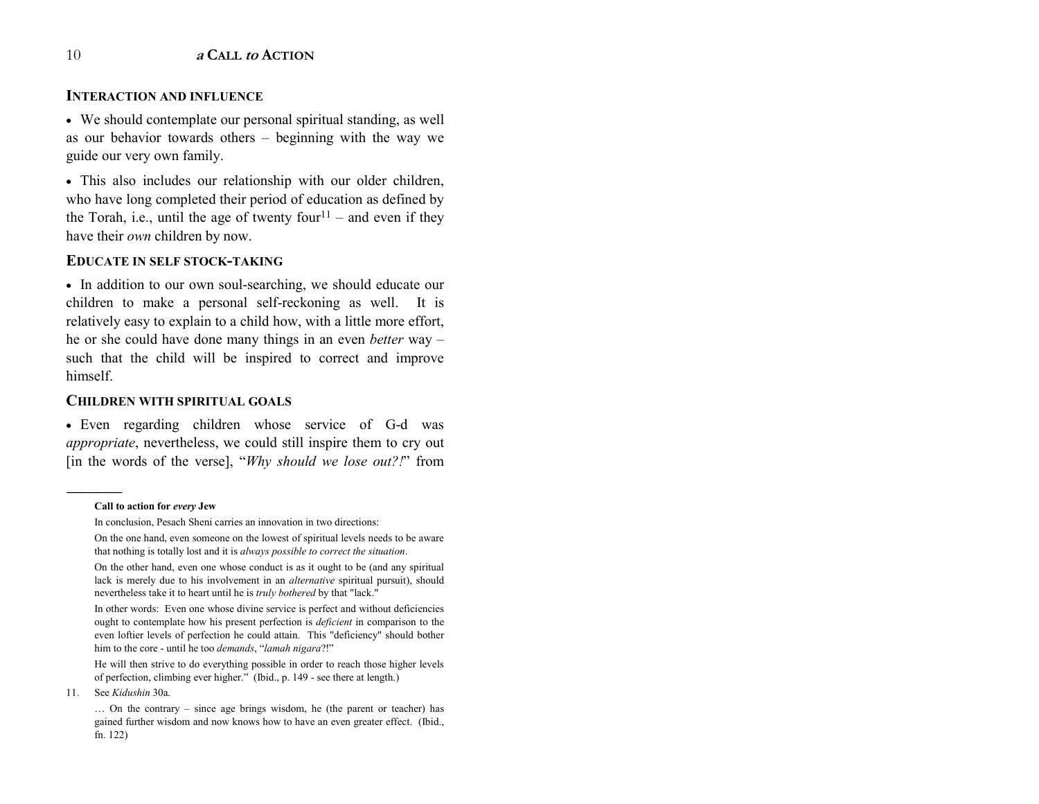### INTERACTION AND INFLUENCE

- We should contemplate our personal spiritual standing, as well as our behavior towards others – beginning with the way we guide our very own family.

- This also includes our relationship with our older children, who have long completed their period of education as defined by the Torah, i.e., until the age of twenty four[11] – and even if they have their *own* children by now.

### EDUCATE IN SELF STOCK-TAKING

- In addition to our own soul-searching, we should educate our children to make a personal self-reckoning as well. It is relatively easy to explain to a child how, with a little more effort, he or she could have done many things in an even *better* way – such that the child will be inspired to correct and improve himself.

### CHILDREN WITH SPIRITUAL GOALS

- Even regarding children whose service of G-d was *appropriate*, nevertheless, we could still inspire them to cry out [in the words of the verse], "*Why should we lose out?!*" from

---

**Call to action for *every* Jew**

In conclusion, Pesach Sheni carries an innovation in two directions:

On the one hand, even someone on the lowest of spiritual levels needs to be aware that nothing is totally lost and it is *always possible to correct the situation*.

On the other hand, even one whose conduct is as it ought to be (and any spiritual lack is merely due to his involvement in an *alternative* spiritual pursuit), should nevertheless take it to heart until he is *truly bothered* by that "lack."

In other words: Even one whose divine service is perfect and without deficiencies ought to contemplate how his present perfection is *deficient* in comparison to the even loftier levels of perfection he could attain. This "deficiency" should bother him to the core - until he too *demands*, "*lamah nigara*?!"

He will then strive to do everything possible in order to reach those higher levels of perfection, climbing ever higher." (Ibid., p. 149 - see there at length.)

11. See *Kidushin* 30a.

… On the contrary – since age brings wisdom, he (the parent or teacher) has gained further wisdom and now knows how to have an even greater effect. (Ibid., fn. 122)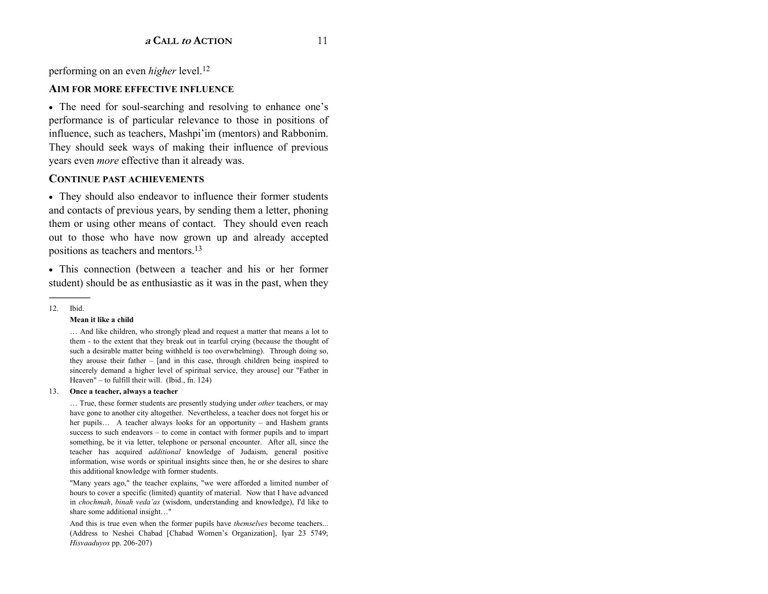performing on an even *higher* level.[12]

### AIM FOR MORE EFFECTIVE INFLUENCE

- The need for soul-searching and resolving to enhance one's performance is of particular relevance to those in positions of influence, such as teachers, Mashpi'im (mentors) and Rabbonim. They should seek ways of making their influence of previous years even *more* effective than it already was.

### CONTINUE PAST ACHIEVEMENTS

- They should also endeavor to influence their former students and contacts of previous years, by sending them a letter, phoning them or using other means of contact. They should even reach out to those who have now grown up and already accepted positions as teachers and mentors.[13]

- This connection (between a teacher and his or her former student) should be as enthusiastic as it was in the past, when they

---

12. Ibid.

    **Mean it like a child**

    … And like children, who strongly plead and request a matter that means a lot to them - to the extent that they break out in tearful crying (because the thought of such a desirable matter being withheld is too overwhelming). Through doing so, they arouse their father – [and in this case, through children being inspired to sincerely demand a higher level of spiritual service, they arouse] our "Father in Heaven" – to fulfill their will. (Ibid., fn. 124)

13. **Once a teacher, always a teacher**

    … True, these former students are presently studying under *other* teachers, or may have gone to another city altogether. Nevertheless, a teacher does not forget his or her pupils… A teacher always looks for an opportunity – and Hashem grants success to such endeavors – to come in contact with former pupils and to impart something, be it via letter, telephone or personal encounter. After all, since the teacher has acquired *additional* knowledge of Judaism, general positive information, wise words or spiritual insights since then, he or she desires to share this additional knowledge with former students.

    "Many years ago," the teacher explains, "we were afforded a limited number of hours to cover a specific (limited) quantity of material. Now that I have advanced in *chochmah*, *binah veda'as* (wisdom, understanding and knowledge), I'd like to share some additional insight…"

    And this is true even when the former pupils have *themselves* become teachers... (Address to Neshei Chabad [Chabad Women's Organization], Iyar 23 5749; *Hisvaaduyos* pp. 206-207)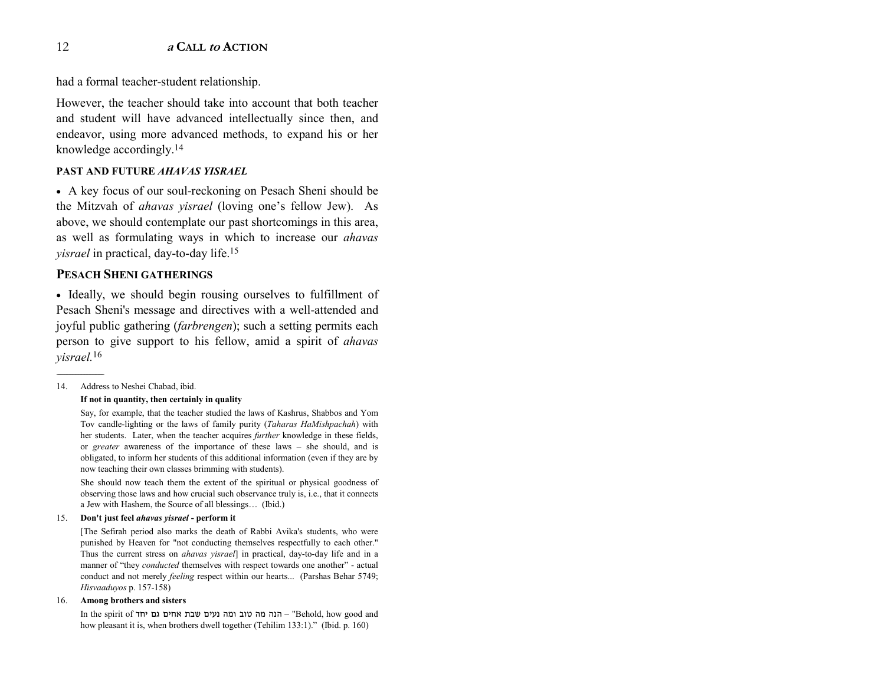had a formal teacher-student relationship.

However, the teacher should take into account that both teacher and student will have advanced intellectually since then, and endeavor, using more advanced methods, to expand his or her knowledge accordingly.[14]

#### PAST AND FUTURE *AHAVAS YISRAEL*

- A key focus of our soul-reckoning on Pesach Sheni should be the Mitzvah of *ahavas yisrael* (loving one's fellow Jew). As above, we should contemplate our past shortcomings in this area, as well as formulating ways in which to increase our *ahavas yisrael* in practical, day-to-day life.[15]

### PESACH SHENI GATHERINGS

- Ideally, we should begin rousing ourselves to fulfillment of Pesach Sheni's message and directives with a well-attended and joyful public gathering (*farbrengen*); such a setting permits each person to give support to his fellow, amid a spirit of *ahavas yisrael.*[16]

---

14. Address to Neshei Chabad, ibid.

    **If not in quantity, then certainly in quality**

    Say, for example, that the teacher studied the laws of Kashrus, Shabbos and Yom Tov candle-lighting or the laws of family purity (*Taharas HaMishpachah*) with her students. Later, when the teacher acquires *further* knowledge in these fields, or *greater* awareness of the importance of these laws – she should, and is obligated, to inform her students of this additional information (even if they are by now teaching their own classes brimming with students).

    She should now teach them the extent of the spiritual or physical goodness of observing those laws and how crucial such observance truly is, i.e., that it connects a Jew with Hashem, the Source of all blessings… (Ibid.)

15. **Don't just feel *ahavas yisrael* - perform it**

    [The Sefirah period also marks the death of Rabbi Avika's students, who were punished by Heaven for "not conducting themselves respectfully to each other." Thus the current stress on *ahavas yisrael*] in practical, day-to-day life and in a manner of "they *conducted* themselves with respect towards one another" - actual conduct and not merely *feeling* respect within our hearts... (Parshas Behar 5749; *Hisvaaduyos* p. 157-158)

16. **Among brothers and sisters**

    In the spirit of הנה מה טוב ומה נעים שבת אחים גם יחד – "Behold, how good and how pleasant it is, when brothers dwell together (Tehilim 133:1)." (Ibid. p. 160)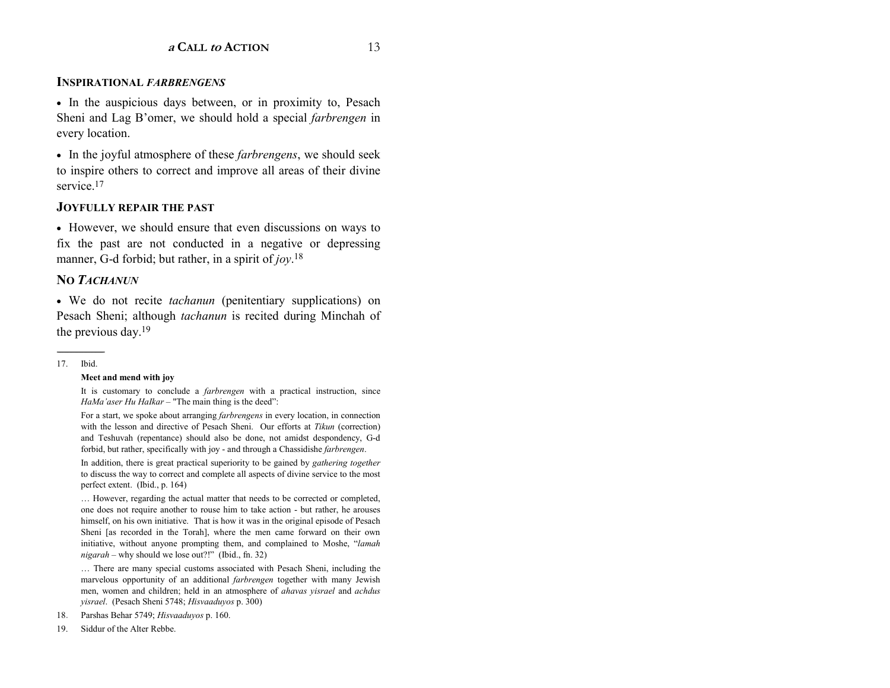### INSPIRATIONAL *FARBRENGENS*

• In the auspicious days between, or in proximity to, Pesach Sheni and Lag B'omer, we should hold a special *farbrengen* in every location.

• In the joyful atmosphere of these *farbrengens*, we should seek to inspire others to correct and improve all areas of their divine service.[17]

### JOYFULLY REPAIR THE PAST

• However, we should ensure that even discussions on ways to fix the past are not conducted in a negative or depressing manner, G-d forbid; but rather, in a spirit of *joy*.[18]

### NO *TACHANUN*

• We do not recite *tachanun* (penitentiary supplications) on Pesach Sheni; although *tachanun* is recited during Minchah of the previous day.[19]

---

17. Ibid.

    **Meet and mend with joy**

    It is customary to conclude a *farbrengen* with a practical instruction, since *HaMa'aser Hu HaIkar* – "The main thing is the deed":

    For a start, we spoke about arranging *farbrengens* in every location, in connection with the lesson and directive of Pesach Sheni. Our efforts at *Tikun* (correction) and Teshuvah (repentance) should also be done, not amidst despondency, G-d forbid, but rather, specifically with joy - and through a Chassidishe *farbrengen*.

    In addition, there is great practical superiority to be gained by *gathering together* to discuss the way to correct and complete all aspects of divine service to the most perfect extent. (Ibid., p. 164)

    … However, regarding the actual matter that needs to be corrected or completed, one does not require another to rouse him to take action - but rather, he arouses himself, on his own initiative. That is how it was in the original episode of Pesach Sheni [as recorded in the Torah], where the men came forward on their own initiative, without anyone prompting them, and complained to Moshe, "*lamah nigarah* – why should we lose out?!" (Ibid., fn. 32)

    … There are many special customs associated with Pesach Sheni, including the marvelous opportunity of an additional *farbrengen* together with many Jewish men, women and children; held in an atmosphere of *ahavas yisrael* and *achdus yisrael*. (Pesach Sheni 5748; *Hisvaaduyos* p. 300)

18. Parshas Behar 5749; *Hisvaaduyos* p. 160.

19. Siddur of the Alter Rebbe.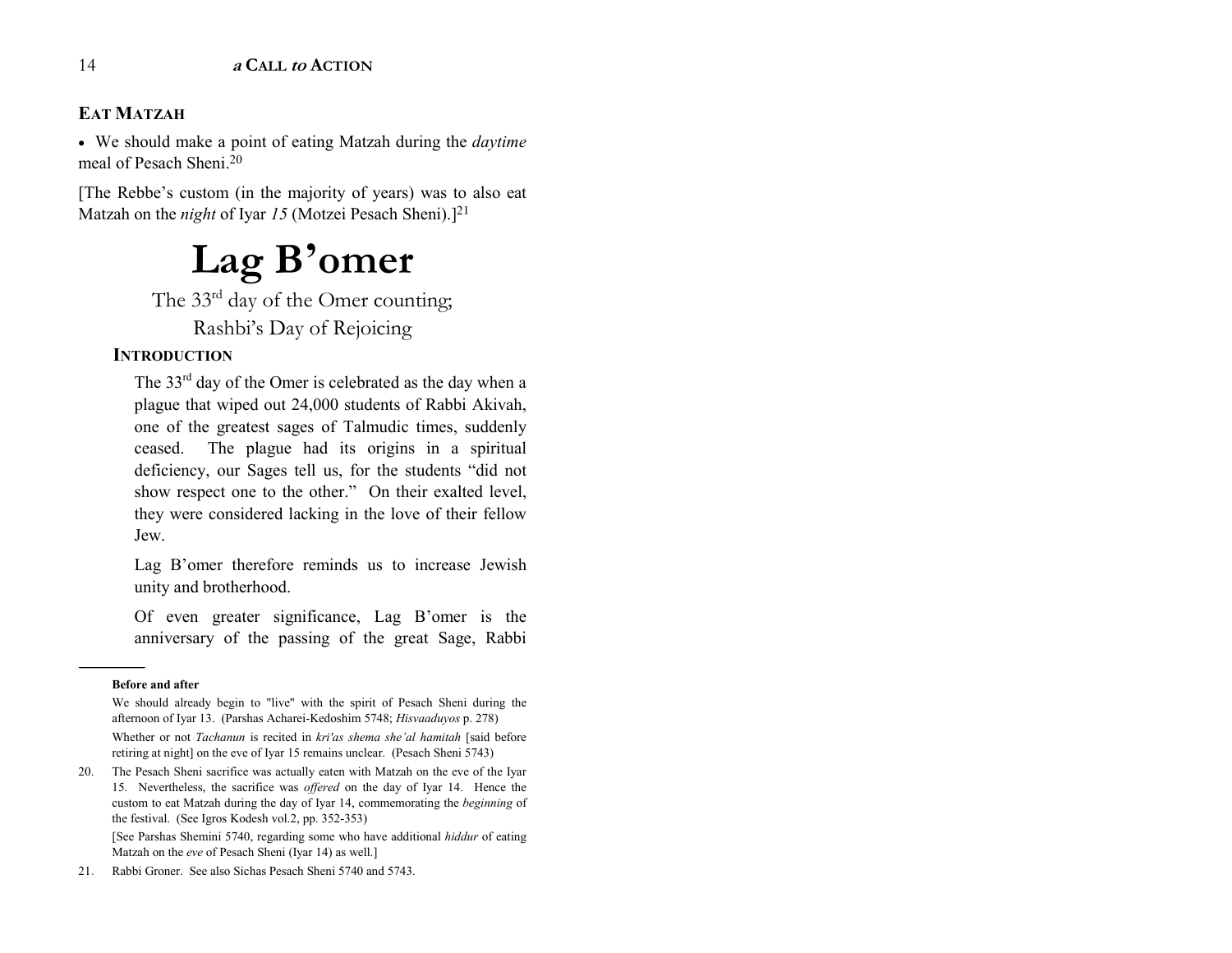### EAT MATZAH

- We should make a point of eating Matzah during the *daytime* meal of Pesach Sheni.[20]

[The Rebbe's custom (in the majority of years) was to also eat Matzah on the *night* of Iyar *15* (Motzei Pesach Sheni).][21]

# Lag B'omer

The 33rd day of the Omer counting;
Rashbi's Day of Rejoicing

### INTRODUCTION

The 33rd day of the Omer is celebrated as the day when a plague that wiped out 24,000 students of Rabbi Akivah, one of the greatest sages of Talmudic times, suddenly ceased. The plague had its origins in a spiritual deficiency, our Sages tell us, for the students "did not show respect one to the other." On their exalted level, they were considered lacking in the love of their fellow Jew.

Lag B'omer therefore reminds us to increase Jewish unity and brotherhood.

Of even greater significance, Lag B'omer is the anniversary of the passing of the great Sage, Rabbi

---

**Before and after**

We should already begin to "live" with the spirit of Pesach Sheni during the afternoon of Iyar 13. (Parshas Acharei-Kedoshim 5748; *Hisvaaduyos* p. 278)

Whether or not *Tachanun* is recited in *kri'as shema she'al hamitah* [said before retiring at night] on the eve of Iyar 15 remains unclear. (Pesach Sheni 5743)

20. The Pesach Sheni sacrifice was actually eaten with Matzah on the eve of the Iyar 15. Nevertheless, the sacrifice was *offered* on the day of Iyar 14. Hence the custom to eat Matzah during the day of Iyar 14, commemorating the *beginning* of the festival. (See Igros Kodesh vol.2, pp. 352-353)

    [See Parshas Shemini 5740, regarding some who have additional *hiddur* of eating Matzah on the *eve* of Pesach Sheni (Iyar 14) as well.]

21. Rabbi Groner. See also Sichas Pesach Sheni 5740 and 5743.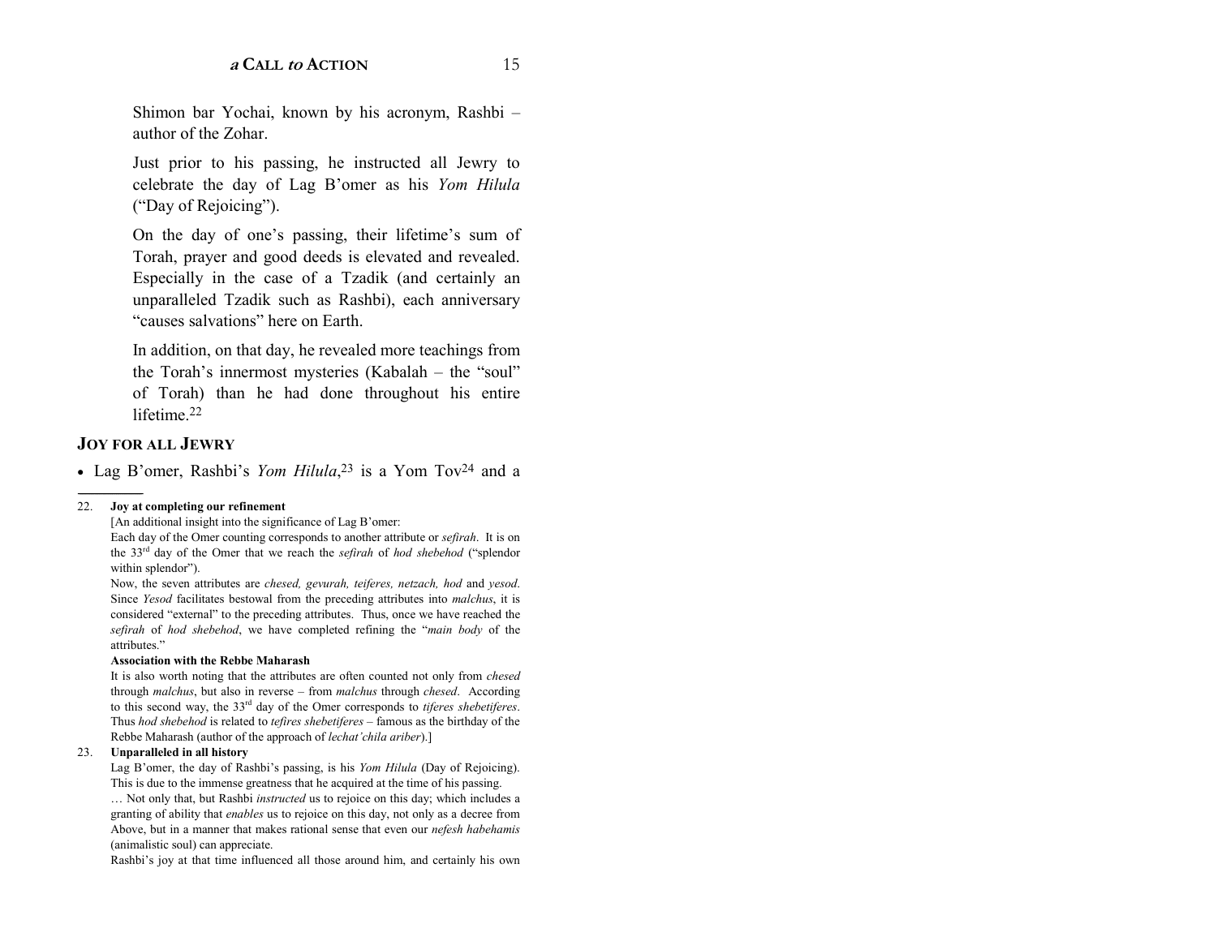Shimon bar Yochai, known by his acronym, Rashbi – author of the Zohar.

Just prior to his passing, he instructed all Jewry to celebrate the day of Lag B'omer as his *Yom Hilula* ("Day of Rejoicing").

On the day of one's passing, their lifetime's sum of Torah, prayer and good deeds is elevated and revealed. Especially in the case of a Tzadik (and certainly an unparalleled Tzadik such as Rashbi), each anniversary "causes salvations" here on Earth.

In addition, on that day, he revealed more teachings from the Torah's innermost mysteries (Kabalah – the "soul" of Torah) than he had done throughout his entire lifetime.[22]

## JOY FOR ALL JEWRY

- Lag B'omer, Rashbi's *Yom Hilula*,[23] is a Yom Tov[24] and a

---

22. **Joy at completing our refinement**

[An additional insight into the significance of Lag B'omer:

Each day of the Omer counting corresponds to another attribute or *sefirah*. It is on the 33rd day of the Omer that we reach the *sefirah* of *hod shebehod* ("splendor within splendor").

Now, the seven attributes are *chesed, gevurah, teiferes, netzach, hod* and *yesod*. Since *Yesod* facilitates bestowal from the preceding attributes into *malchus*, it is considered "external" to the preceding attributes. Thus, once we have reached the *sefirah* of *hod shebehod*, we have completed refining the "*main body* of the attributes."

**Association with the Rebbe Maharash**

It is also worth noting that the attributes are often counted not only from *chesed* through *malchus*, but also in reverse – from *malchus* through *chesed*. According to this second way, the 33rd day of the Omer corresponds to *tiferes shebetiferes*. Thus *hod shebehod* is related to *tefires shebetiferes* – famous as the birthday of the Rebbe Maharash (author of the approach of *lechat'chila ariber*).]

23. **Unparalleled in all history**

Lag B'omer, the day of Rashbi's passing, is his *Yom Hilula* (Day of Rejoicing). This is due to the immense greatness that he acquired at the time of his passing.

… Not only that, but Rashbi *instructed* us to rejoice on this day; which includes a granting of ability that *enables* us to rejoice on this day, not only as a decree from Above, but in a manner that makes rational sense that even our *nefesh habehamis* (animalistic soul) can appreciate.

Rashbi's joy at that time influenced all those around him, and certainly his own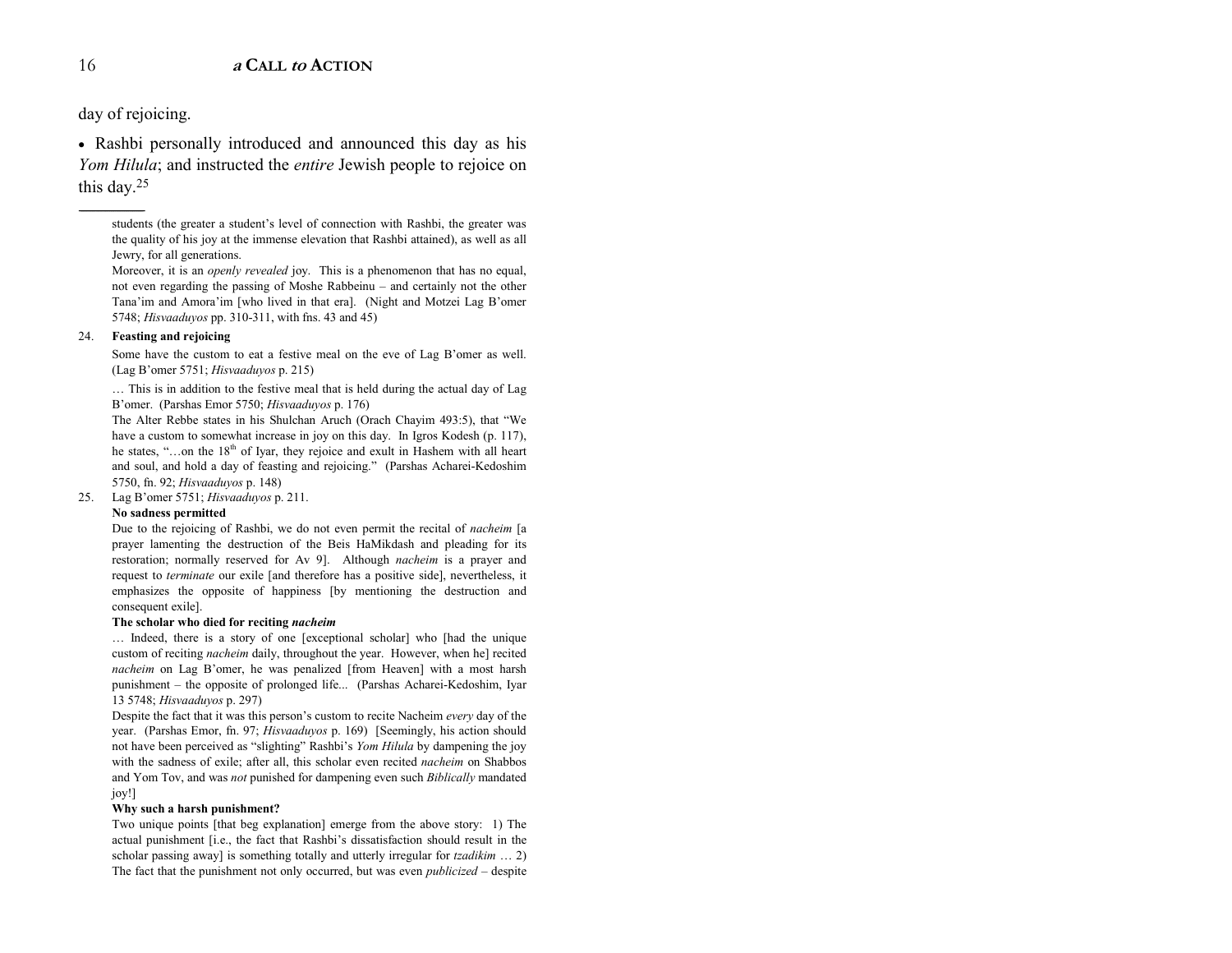day of rejoicing.

- Rashbi personally introduced and announced this day as his *Yom Hilula*; and instructed the *entire* Jewish people to rejoice on this day.[25]

---

students (the greater a student's level of connection with Rashbi, the greater was the quality of his joy at the immense elevation that Rashbi attained), as well as all Jewry, for all generations.

Moreover, it is an *openly revealed* joy. This is a phenomenon that has no equal, not even regarding the passing of Moshe Rabbeinu – and certainly not the other Tana'im and Amora'im [who lived in that era]. (Night and Motzei Lag B'omer 5748; *Hisvaaduyos* pp. 310-311, with fns. 43 and 45)

24. **Feasting and rejoicing**

Some have the custom to eat a festive meal on the eve of Lag B'omer as well. (Lag B'omer 5751; *Hisvaaduyos* p. 215)

… This is in addition to the festive meal that is held during the actual day of Lag B'omer. (Parshas Emor 5750; *Hisvaaduyos* p. 176)

The Alter Rebbe states in his Shulchan Aruch (Orach Chayim 493:5), that "We have a custom to somewhat increase in joy on this day. In Igros Kodesh (p. 117), he states, "…on the 18th of Iyar, they rejoice and exult in Hashem with all heart and soul, and hold a day of feasting and rejoicing." (Parshas Acharei-Kedoshim 5750, fn. 92; *Hisvaaduyos* p. 148)

25. Lag B'omer 5751; *Hisvaaduyos* p. 211.

**No sadness permitted**

Due to the rejoicing of Rashbi, we do not even permit the recital of *nacheim* [a prayer lamenting the destruction of the Beis HaMikdash and pleading for its restoration; normally reserved for Av 9]. Although *nacheim* is a prayer and request to *terminate* our exile [and therefore has a positive side], nevertheless, it emphasizes the opposite of happiness [by mentioning the destruction and consequent exile].

**The scholar who died for reciting *nacheim***

… Indeed, there is a story of one [exceptional scholar] who [had the unique custom of reciting *nacheim* daily, throughout the year. However, when he] recited *nacheim* on Lag B'omer, he was penalized [from Heaven] with a most harsh punishment – the opposite of prolonged life... (Parshas Acharei-Kedoshim, Iyar 13 5748; *Hisvaaduyos* p. 297)

Despite the fact that it was this person's custom to recite Nacheim *every* day of the year. (Parshas Emor, fn. 97; *Hisvaaduyos* p. 169) [Seemingly, his action should not have been perceived as "slighting" Rashbi's *Yom Hilula* by dampening the joy with the sadness of exile; after all, this scholar even recited *nacheim* on Shabbos and Yom Tov, and was *not* punished for dampening even such *Biblically* mandated joy!]

**Why such a harsh punishment?**

Two unique points [that beg explanation] emerge from the above story: 1) The actual punishment [i.e., the fact that Rashbi's dissatisfaction should result in the scholar passing away] is something totally and utterly irregular for *tzadikim* … 2) The fact that the punishment not only occurred, but was even *publicized* – despite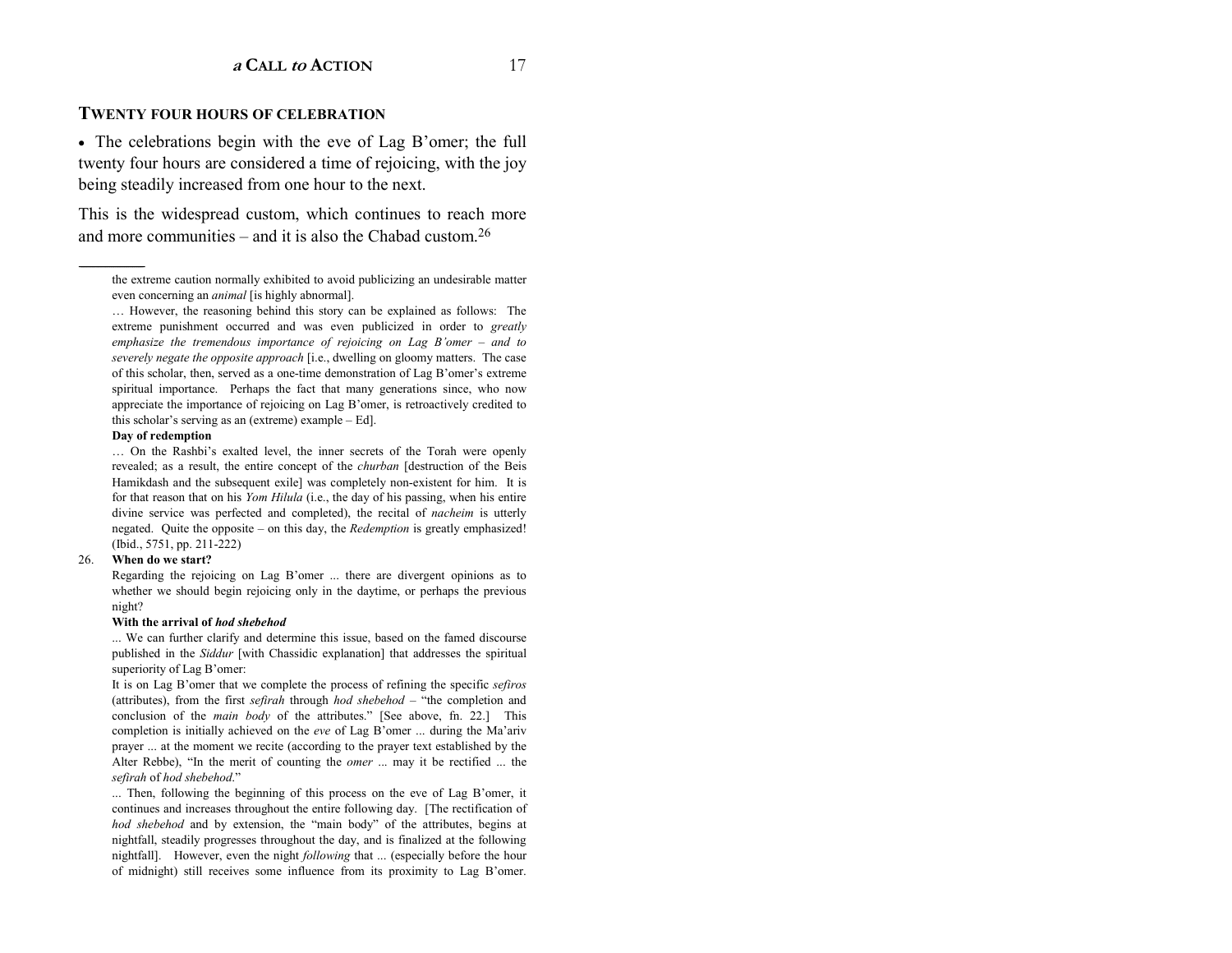## TWENTY FOUR HOURS OF CELEBRATION

- The celebrations begin with the eve of Lag B'omer; the full twenty four hours are considered a time of rejoicing, with the joy being steadily increased from one hour to the next.

This is the widespread custom, which continues to reach more and more communities – and it is also the Chabad custom.[26]

---

the extreme caution normally exhibited to avoid publicizing an undesirable matter even concerning an *animal* [is highly abnormal].

… However, the reasoning behind this story can be explained as follows: The extreme punishment occurred and was even publicized in order to *greatly emphasize the tremendous importance of rejoicing on Lag B'omer – and to severely negate the opposite approach* [i.e., dwelling on gloomy matters. The case of this scholar, then, served as a one-time demonstration of Lag B'omer's extreme spiritual importance. Perhaps the fact that many generations since, who now appreciate the importance of rejoicing on Lag B'omer, is retroactively credited to this scholar's serving as an (extreme) example – Ed].

**Day of redemption**

… On the Rashbi's exalted level, the inner secrets of the Torah were openly revealed; as a result, the entire concept of the *churban* [destruction of the Beis Hamikdash and the subsequent exile] was completely non-existent for him. It is for that reason that on his *Yom Hilula* (i.e., the day of his passing, when his entire divine service was perfected and completed), the recital of *nacheim* is utterly negated. Quite the opposite – on this day, the *Redemption* is greatly emphasized! (Ibid., 5751, pp. 211-222)

26. **When do we start?**

Regarding the rejoicing on Lag B'omer ... there are divergent opinions as to whether we should begin rejoicing only in the daytime, or perhaps the previous night?

**With the arrival of *hod shebehod***

... We can further clarify and determine this issue, based on the famed discourse published in the *Siddur* [with Chassidic explanation] that addresses the spiritual superiority of Lag B'omer:

It is on Lag B'omer that we complete the process of refining the specific *sefiros* (attributes), from the first *sefirah* through *hod shebehod* – "the completion and conclusion of the *main body* of the attributes." [See above, fn. 22.] This completion is initially achieved on the *eve* of Lag B'omer ... during the Ma'ariv prayer ... at the moment we recite (according to the prayer text established by the Alter Rebbe), "In the merit of counting the *omer* ... may it be rectified ... the *sefirah* of *hod shebehod*."

... Then, following the beginning of this process on the eve of Lag B'omer, it continues and increases throughout the entire following day. [The rectification of *hod shebehod* and by extension, the "main body" of the attributes, begins at nightfall, steadily progresses throughout the day, and is finalized at the following nightfall]. However, even the night *following* that ... (especially before the hour of midnight) still receives some influence from its proximity to Lag B'omer.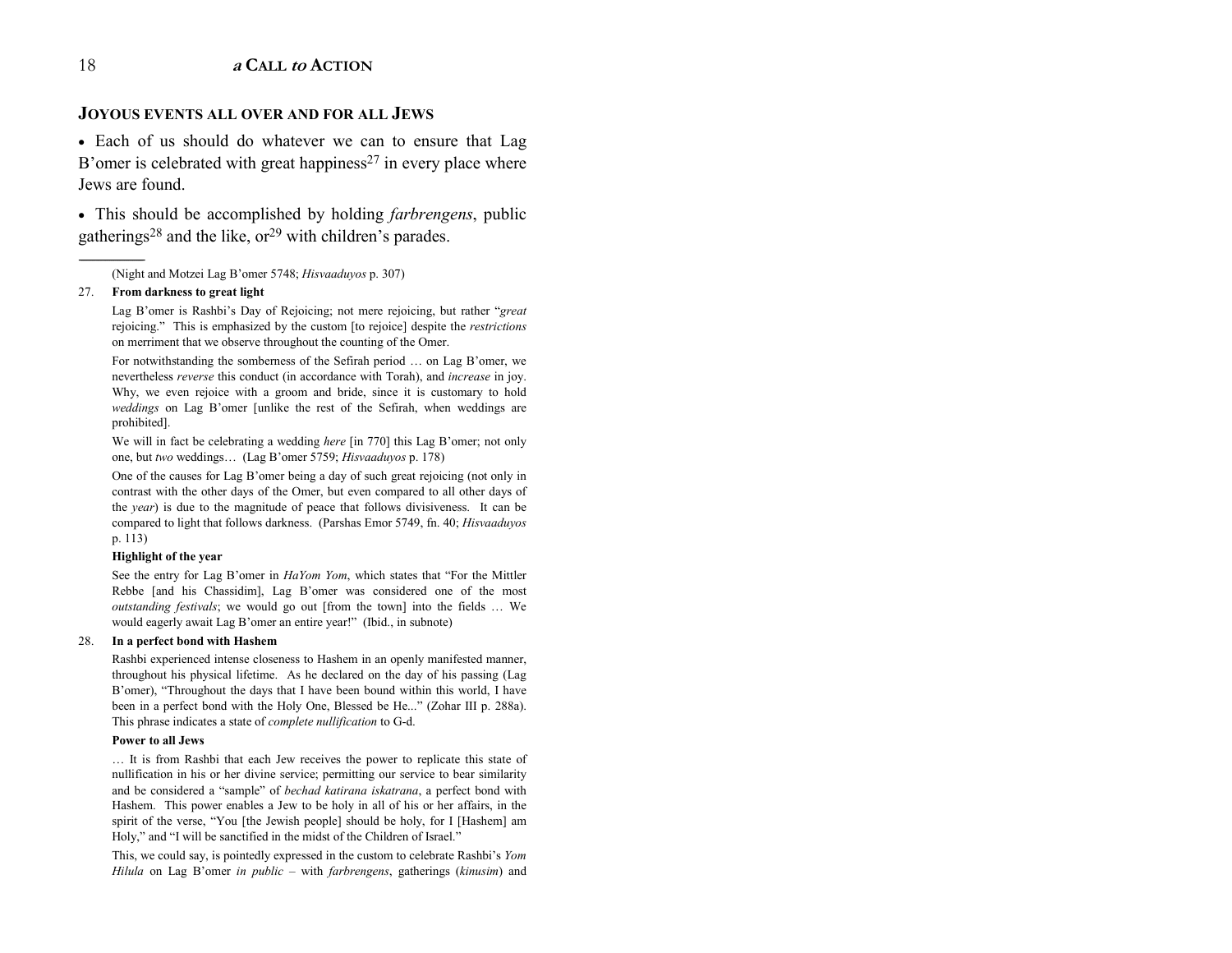## JOYOUS EVENTS ALL OVER AND FOR ALL JEWS

- Each of us should do whatever we can to ensure that Lag B'omer is celebrated with great happiness[27] in every place where Jews are found.

- This should be accomplished by holding *farbrengens*, public gatherings[28] and the like, or[29] with children's parades.

---

(Night and Motzei Lag B'omer 5748; *Hisvaaduyos* p. 307)

27. **From darkness to great light**

Lag B'omer is Rashbi's Day of Rejoicing; not mere rejoicing, but rather "*great* rejoicing." This is emphasized by the custom [to rejoice] despite the *restrictions* on merriment that we observe throughout the counting of the Omer.

For notwithstanding the somberness of the Sefirah period … on Lag B'omer, we nevertheless *reverse* this conduct (in accordance with Torah), and *increase* in joy. Why, we even rejoice with a groom and bride, since it is customary to hold *weddings* on Lag B'omer [unlike the rest of the Sefirah, when weddings are prohibited].

We will in fact be celebrating a wedding *here* [in 770] this Lag B'omer; not only one, but *two* weddings… (Lag B'omer 5759; *Hisvaaduyos* p. 178)

One of the causes for Lag B'omer being a day of such great rejoicing (not only in contrast with the other days of the Omer, but even compared to all other days of the *year*) is due to the magnitude of peace that follows divisiveness. It can be compared to light that follows darkness. (Parshas Emor 5749, fn. 40; *Hisvaaduyos* p. 113)

**Highlight of the year**

See the entry for Lag B'omer in *HaYom Yom*, which states that "For the Mittler Rebbe [and his Chassidim], Lag B'omer was considered one of the most *outstanding festivals*; we would go out [from the town] into the fields … We would eagerly await Lag B'omer an entire year!" (Ibid., in subnote)

28. **In a perfect bond with Hashem**

Rashbi experienced intense closeness to Hashem in an openly manifested manner, throughout his physical lifetime. As he declared on the day of his passing (Lag B'omer), "Throughout the days that I have been bound within this world, I have been in a perfect bond with the Holy One, Blessed be He..." (Zohar III p. 288a). This phrase indicates a state of *complete nullification* to G-d.

**Power to all Jews**

… It is from Rashbi that each Jew receives the power to replicate this state of nullification in his or her divine service; permitting our service to bear similarity and be considered a "sample" of *bechad katirana iskatrana*, a perfect bond with Hashem. This power enables a Jew to be holy in all of his or her affairs, in the spirit of the verse, "You [the Jewish people] should be holy, for I [Hashem] am Holy," and "I will be sanctified in the midst of the Children of Israel."

This, we could say, is pointedly expressed in the custom to celebrate Rashbi's *Yom Hilula* on Lag B'omer *in public* – with *farbrengens*, gatherings (*kinusim*) and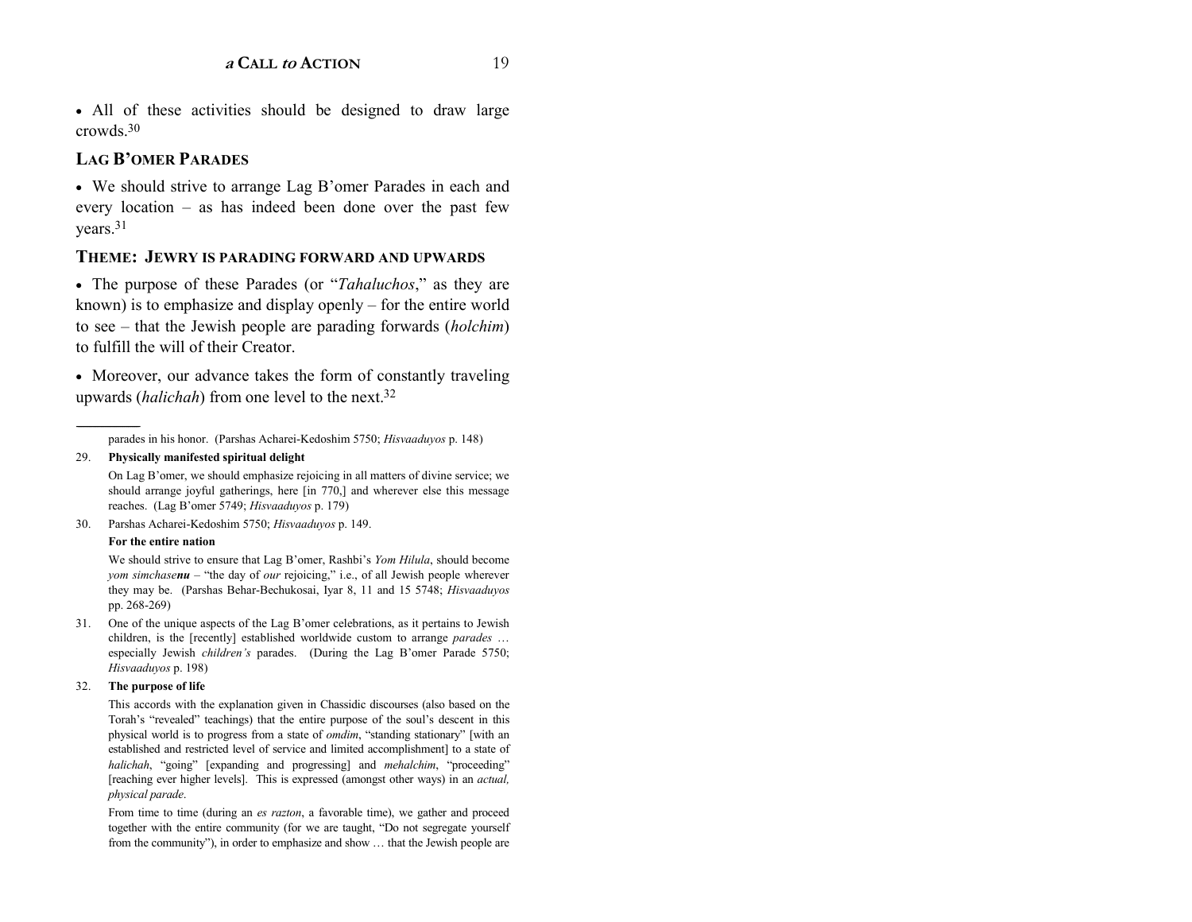• All of these activities should be designed to draw large crowds.[30]

## LAG B'OMER PARADES

• We should strive to arrange Lag B'omer Parades in each and every location – as has indeed been done over the past few years.[31]

## THEME: JEWRY IS PARADING FORWARD AND UPWARDS

• The purpose of these Parades (or "*Tahaluchos*," as they are known) is to emphasize and display openly – for the entire world to see – that the Jewish people are parading forwards (*holchim*) to fulfill the will of their Creator.

• Moreover, our advance takes the form of constantly traveling upwards (*halichah*) from one level to the next.[32]

---

parades in his honor. (Parshas Acharei-Kedoshim 5750; *Hisvaaduyos* p. 148)

29. **Physically manifested spiritual delight**

On Lag B'omer, we should emphasize rejoicing in all matters of divine service; we should arrange joyful gatherings, here [in 770,] and wherever else this message reaches. (Lag B'omer 5749; *Hisvaaduyos* p. 179)

30. Parshas Acharei-Kedoshim 5750; *Hisvaaduyos* p. 149.

**For the entire nation**

We should strive to ensure that Lag B'omer, Rashbi's *Yom Hilula*, should become *yom simchase**nu*** – "the day of *our* rejoicing," i.e., of all Jewish people wherever they may be. (Parshas Behar-Bechukosai, Iyar 8, 11 and 15 5748; *Hisvaaduyos* pp. 268-269)

31. One of the unique aspects of the Lag B'omer celebrations, as it pertains to Jewish children, is the [recently] established worldwide custom to arrange *parades* … especially Jewish *children's* parades. (During the Lag B'omer Parade 5750; *Hisvaaduyos* p. 198)

32. **The purpose of life**

This accords with the explanation given in Chassidic discourses (also based on the Torah's "revealed" teachings) that the entire purpose of the soul's descent in this physical world is to progress from a state of *omdim*, "standing stationary" [with an established and restricted level of service and limited accomplishment] to a state of *halichah*, "going" [expanding and progressing] and *mehalchim*, "proceeding" [reaching ever higher levels]. This is expressed (amongst other ways) in an *actual, physical parade*.

From time to time (during an *es razton*, a favorable time), we gather and proceed together with the entire community (for we are taught, "Do not segregate yourself from the community"), in order to emphasize and show … that the Jewish people are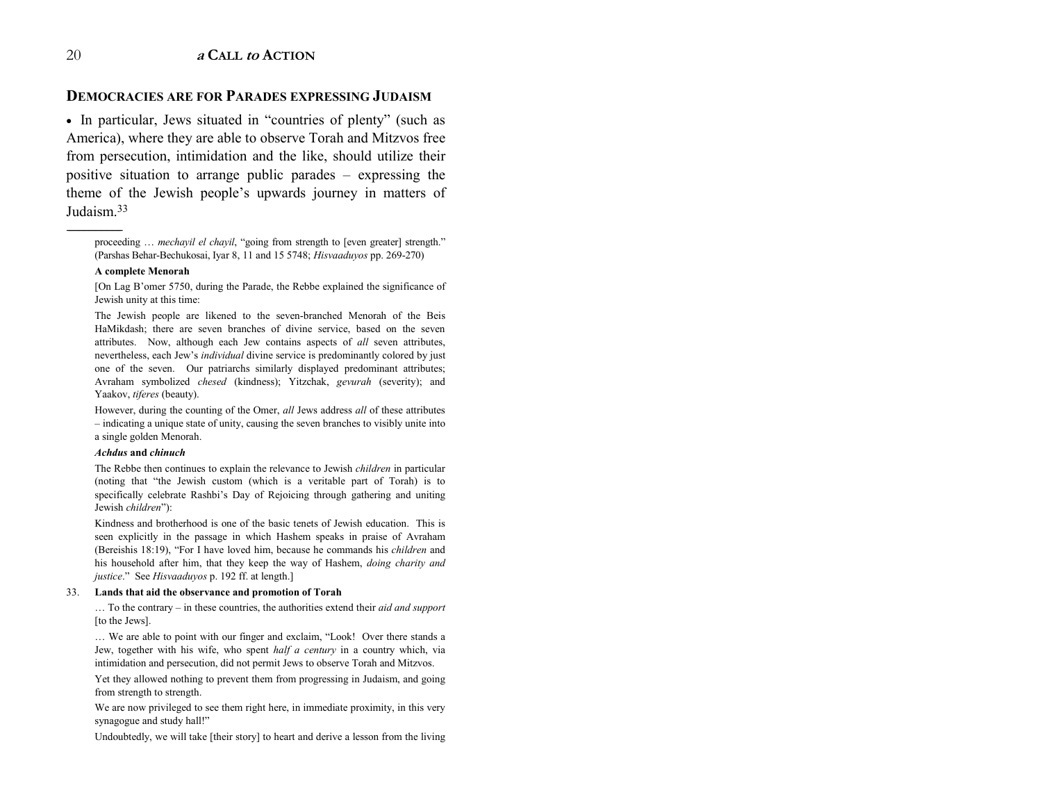## Democracies are for Parades expressing Judaism

• In particular, Jews situated in "countries of plenty" (such as America), where they are able to observe Torah and Mitzvos free from persecution, intimidation and the like, should utilize their positive situation to arrange public parades – expressing the theme of the Jewish people's upwards journey in matters of Judaism.[33]

---

proceeding … *mechayil el chayil*, "going from strength to [even greater] strength." (Parshas Behar-Bechukosai, Iyar 8, 11 and 15 5748; *Hisvaaduyos* pp. 269-270)

**A complete Menorah**

[On Lag B'omer 5750, during the Parade, the Rebbe explained the significance of Jewish unity at this time:

The Jewish people are likened to the seven-branched Menorah of the Beis HaMikdash; there are seven branches of divine service, based on the seven attributes. Now, although each Jew contains aspects of *all* seven attributes, nevertheless, each Jew's *individual* divine service is predominantly colored by just one of the seven. Our patriarchs similarly displayed predominant attributes; Avraham symbolized *chesed* (kindness); Yitzchak, *gevurah* (severity); and Yaakov, *tiferes* (beauty).

However, during the counting of the Omer, *all* Jews address *all* of these attributes – indicating a unique state of unity, causing the seven branches to visibly unite into a single golden Menorah.

***Achdus* and *chinuch***

The Rebbe then continues to explain the relevance to Jewish *children* in particular (noting that "the Jewish custom (which is a veritable part of Torah) is to specifically celebrate Rashbi's Day of Rejoicing through gathering and uniting Jewish *children*"):

Kindness and brotherhood is one of the basic tenets of Jewish education. This is seen explicitly in the passage in which Hashem speaks in praise of Avraham (Bereishis 18:19), "For I have loved him, because he commands his *children* and his household after him, that they keep the way of Hashem, *doing charity and justice*." See *Hisvaaduyos* p. 192 ff. at length.]

33. **Lands that aid the observance and promotion of Torah**

… To the contrary – in these countries, the authorities extend their *aid and support* [to the Jews].

… We are able to point with our finger and exclaim, "Look! Over there stands a Jew, together with his wife, who spent *half a century* in a country which, via intimidation and persecution, did not permit Jews to observe Torah and Mitzvos.

Yet they allowed nothing to prevent them from progressing in Judaism, and going from strength to strength.

We are now privileged to see them right here, in immediate proximity, in this very synagogue and study hall!"

Undoubtedly, we will take [their story] to heart and derive a lesson from the living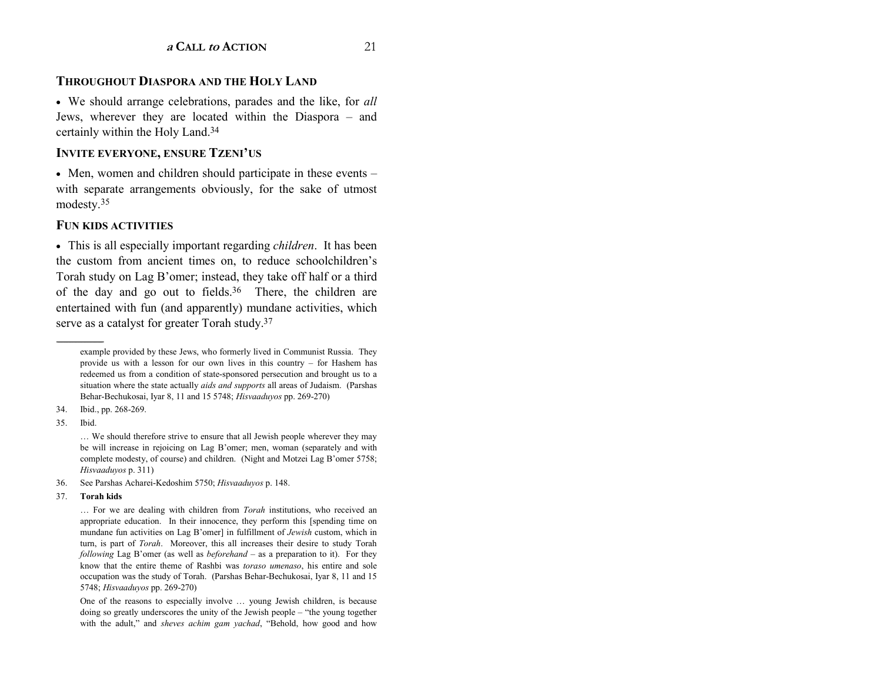### THROUGHOUT DIASPORA AND THE HOLY LAND

- We should arrange celebrations, parades and the like, for *all* Jews, wherever they are located within the Diaspora – and certainly within the Holy Land.[34]

### INVITE EVERYONE, ENSURE TZENI'US

- Men, women and children should participate in these events – with separate arrangements obviously, for the sake of utmost modesty.[35]

### FUN KIDS ACTIVITIES

- This is all especially important regarding *children*. It has been the custom from ancient times on, to reduce schoolchildren's Torah study on Lag B'omer; instead, they take off half or a third of the day and go out to fields.[36] There, the children are entertained with fun (and apparently) mundane activities, which serve as a catalyst for greater Torah study.[37]

---

example provided by these Jews, who formerly lived in Communist Russia. They provide us with a lesson for our own lives in this country – for Hashem has redeemed us from a condition of state-sponsored persecution and brought us to a situation where the state actually *aids and supports* all areas of Judaism. (Parshas Behar-Bechukosai, Iyar 8, 11 and 15 5748; *Hisvaaduyos* pp. 269-270)

34. Ibid., pp. 268-269.

35. Ibid.

… We should therefore strive to ensure that all Jewish people wherever they may be will increase in rejoicing on Lag B'omer; men, woman (separately and with complete modesty, of course) and children. (Night and Motzei Lag B'omer 5758; *Hisvaaduyos* p. 311)

36. See Parshas Acharei-Kedoshim 5750; *Hisvaaduyos* p. 148.

37. **Torah kids**

… For we are dealing with children from *Torah* institutions, who received an appropriate education. In their innocence, they perform this [spending time on mundane fun activities on Lag B'omer] in fulfillment of *Jewish* custom, which in turn, is part of *Torah*. Moreover, this all increases their desire to study Torah *following* Lag B'omer (as well as *beforehand* – as a preparation to it). For they know that the entire theme of Rashbi was *toraso umenaso*, his entire and sole occupation was the study of Torah. (Parshas Behar-Bechukosai, Iyar 8, 11 and 15 5748; *Hisvaaduyos* pp. 269-270)

One of the reasons to especially involve … young Jewish children, is because doing so greatly underscores the unity of the Jewish people – "the young together with the adult," and *sheves achim gam yachad*, "Behold, how good and how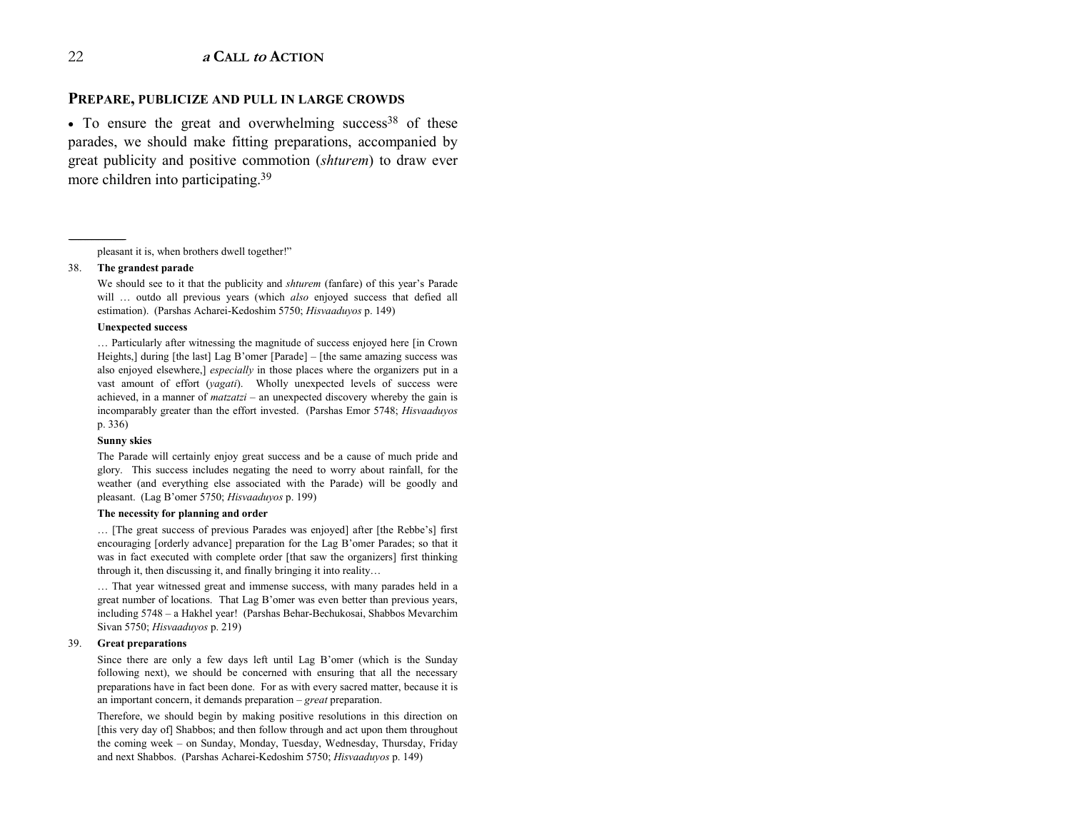## PREPARE, PUBLICIZE AND PULL IN LARGE CROWDS

• To ensure the great and overwhelming success[38] of these parades, we should make fitting preparations, accompanied by great publicity and positive commotion (*shturem*) to draw ever more children into participating.[39]

---

pleasant it is, when brothers dwell together!"

38. **The grandest parade**

We should see to it that the publicity and *shturem* (fanfare) of this year's Parade will … outdo all previous years (which *also* enjoyed success that defied all estimation). (Parshas Acharei-Kedoshim 5750; *Hisvaaduyos* p. 149)

**Unexpected success**

… Particularly after witnessing the magnitude of success enjoyed here [in Crown Heights,] during [the last] Lag B'omer [Parade] – [the same amazing success was also enjoyed elsewhere,] *especially* in those places where the organizers put in a vast amount of effort (*yagati*). Wholly unexpected levels of success were achieved, in a manner of *matzatzi* – an unexpected discovery whereby the gain is incomparably greater than the effort invested. (Parshas Emor 5748; *Hisvaaduyos* p. 336)

**Sunny skies**

The Parade will certainly enjoy great success and be a cause of much pride and glory. This success includes negating the need to worry about rainfall, for the weather (and everything else associated with the Parade) will be goodly and pleasant. (Lag B'omer 5750; *Hisvaaduyos* p. 199)

**The necessity for planning and order**

… [The great success of previous Parades was enjoyed] after [the Rebbe's] first encouraging [orderly advance] preparation for the Lag B'omer Parades; so that it was in fact executed with complete order [that saw the organizers] first thinking through it, then discussing it, and finally bringing it into reality…

… That year witnessed great and immense success, with many parades held in a great number of locations. That Lag B'omer was even better than previous years, including 5748 – a Hakhel year! (Parshas Behar-Bechukosai, Shabbos Mevarchim Sivan 5750; *Hisvaaduyos* p. 219)

39. **Great preparations**

Since there are only a few days left until Lag B'omer (which is the Sunday following next), we should be concerned with ensuring that all the necessary preparations have in fact been done. For as with every sacred matter, because it is an important concern, it demands preparation – *great* preparation.

Therefore, we should begin by making positive resolutions in this direction on [this very day of] Shabbos; and then follow through and act upon them throughout the coming week – on Sunday, Monday, Tuesday, Wednesday, Thursday, Friday and next Shabbos. (Parshas Acharei-Kedoshim 5750; *Hisvaaduyos* p. 149)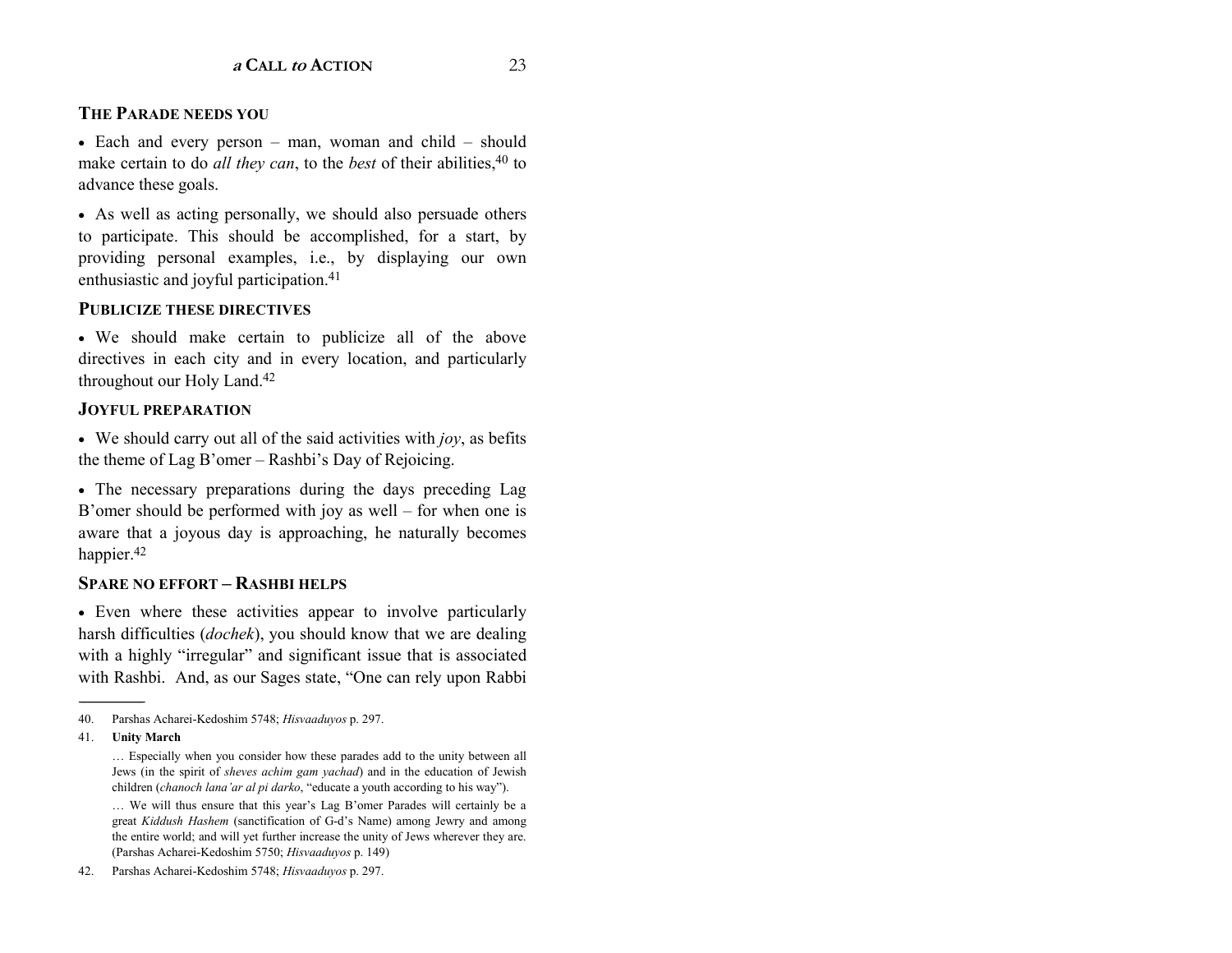### THE PARADE NEEDS YOU

- Each and every person – man, woman and child – should make certain to do *all they can*, to the *best* of their abilities,[40] to advance these goals.

- As well as acting personally, we should also persuade others to participate. This should be accomplished, for a start, by providing personal examples, i.e., by displaying our own enthusiastic and joyful participation.[41]

### PUBLICIZE THESE DIRECTIVES

- We should make certain to publicize all of the above directives in each city and in every location, and particularly throughout our Holy Land.[42]

### JOYFUL PREPARATION

- We should carry out all of the said activities with *joy*, as befits the theme of Lag B'omer – Rashbi's Day of Rejoicing.

- The necessary preparations during the days preceding Lag B'omer should be performed with joy as well – for when one is aware that a joyous day is approaching, he naturally becomes happier.[42]

### SPARE NO EFFORT – RASHBI HELPS

- Even where these activities appear to involve particularly harsh difficulties (*dochek*), you should know that we are dealing with a highly "irregular" and significant issue that is associated with Rashbi. And, as our Sages state, "One can rely upon Rabbi

---

40. Parshas Acharei-Kedoshim 5748; *Hisvaaduyos* p. 297.

41. **Unity March**

    … Especially when you consider how these parades add to the unity between all Jews (in the spirit of *sheves achim gam yachad*) and in the education of Jewish children (*chanoch lana'ar al pi darko*, "educate a youth according to his way").

    … We will thus ensure that this year's Lag B'omer Parades will certainly be a great *Kiddush Hashem* (sanctification of G-d's Name) among Jewry and among the entire world; and will yet further increase the unity of Jews wherever they are. (Parshas Acharei-Kedoshim 5750; *Hisvaaduyos* p. 149)

42. Parshas Acharei-Kedoshim 5748; *Hisvaaduyos* p. 297.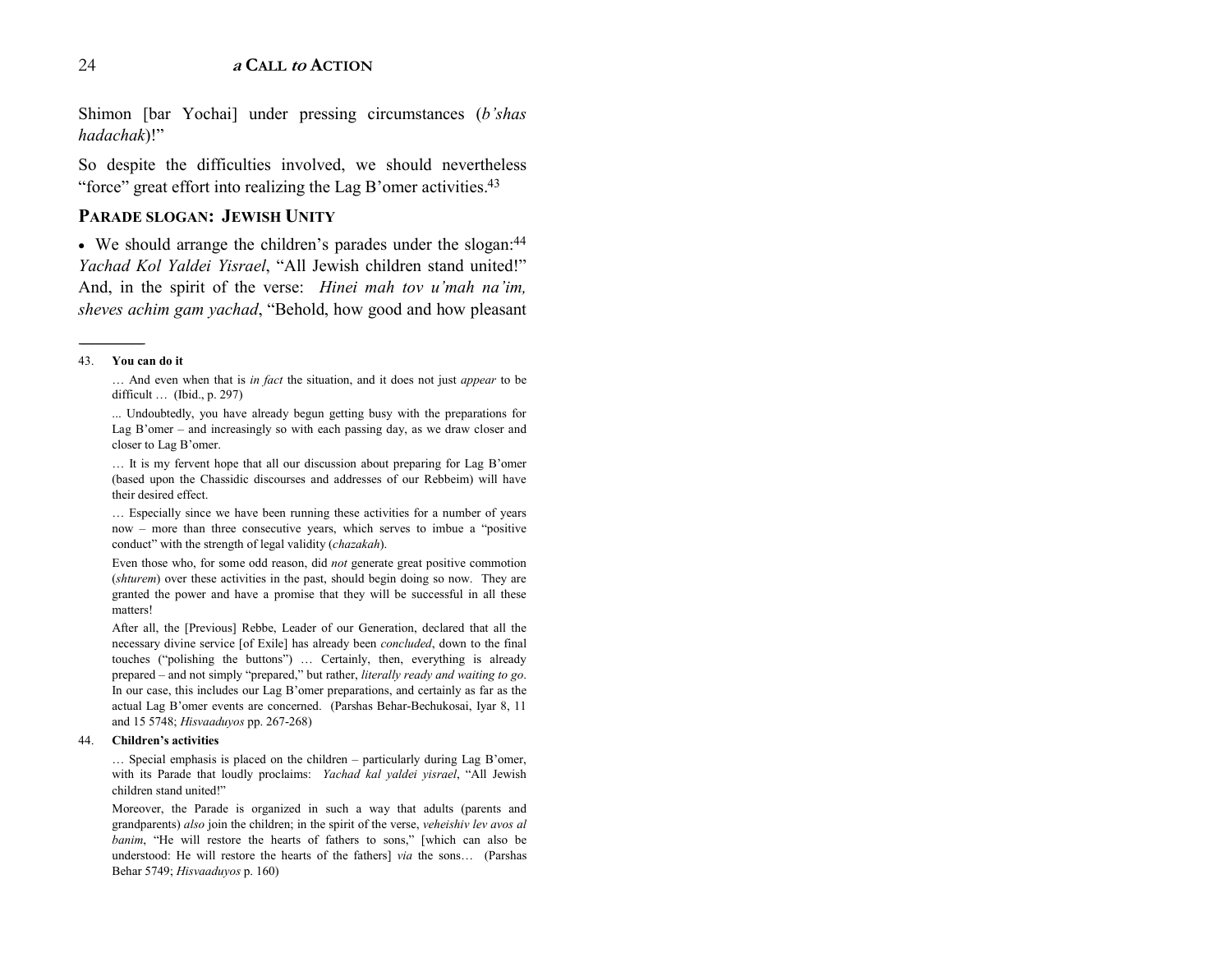Shimon [bar Yochai] under pressing circumstances (*b'shas hadachak*)!"

So despite the difficulties involved, we should nevertheless "force" great effort into realizing the Lag B'omer activities.[43]

## PARADE SLOGAN: JEWISH UNITY

• We should arrange the children's parades under the slogan:[44] *Yachad Kol Yaldei Yisrael*, "All Jewish children stand united!" And, in the spirit of the verse: *Hinei mah tov u'mah na'im, sheves achim gam yachad*, "Behold, how good and how pleasant

---

43. **You can do it**

… And even when that is *in fact* the situation, and it does not just *appear* to be difficult … (Ibid., p. 297)

... Undoubtedly, you have already begun getting busy with the preparations for Lag B'omer – and increasingly so with each passing day, as we draw closer and closer to Lag B'omer.

… It is my fervent hope that all our discussion about preparing for Lag B'omer (based upon the Chassidic discourses and addresses of our Rebbeim) will have their desired effect.

… Especially since we have been running these activities for a number of years now – more than three consecutive years, which serves to imbue a "positive conduct" with the strength of legal validity (*chazakah*).

Even those who, for some odd reason, did *not* generate great positive commotion (*shturem*) over these activities in the past, should begin doing so now. They are granted the power and have a promise that they will be successful in all these matters!

After all, the [Previous] Rebbe, Leader of our Generation, declared that all the necessary divine service [of Exile] has already been *concluded*, down to the final touches ("polishing the buttons") … Certainly, then, everything is already prepared – and not simply "prepared," but rather, *literally ready and waiting to go*. In our case, this includes our Lag B'omer preparations, and certainly as far as the actual Lag B'omer events are concerned. (Parshas Behar-Bechukosai, Iyar 8, 11 and 15 5748; *Hisvaaduyos* pp. 267-268)

44. **Children's activities**

… Special emphasis is placed on the children – particularly during Lag B'omer, with its Parade that loudly proclaims: *Yachad kal yaldei yisrael*, "All Jewish children stand united!"

Moreover, the Parade is organized in such a way that adults (parents and grandparents) *also* join the children; in the spirit of the verse, *veheishiv lev avos al banim*, "He will restore the hearts of fathers to sons," [which can also be understood: He will restore the hearts of the fathers] *via* the sons… (Parshas Behar 5749; *Hisvaaduyos* p. 160)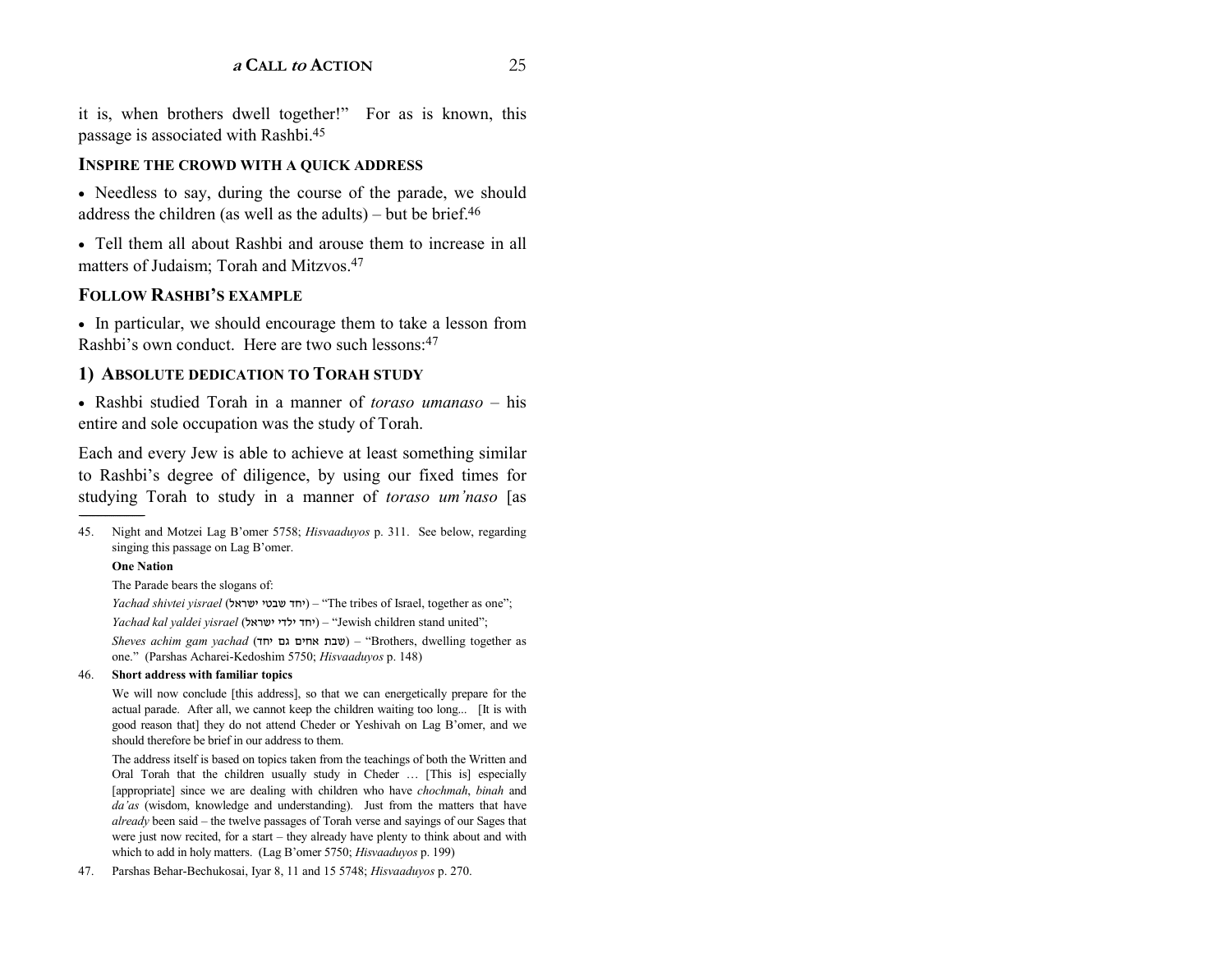it is, when brothers dwell together!" For as is known, this passage is associated with Rashbi.[45]

## Inspire the crowd with a quick address

- Needless to say, during the course of the parade, we should address the children (as well as the adults) – but be brief.[46]
- Tell them all about Rashbi and arouse them to increase in all matters of Judaism; Torah and Mitzvos.[47]

## Follow Rashbi's example

- In particular, we should encourage them to take a lesson from Rashbi's own conduct. Here are two such lessons:[47]

### 1) Absolute dedication to Torah study

- Rashbi studied Torah in a manner of *toraso umanaso* – his entire and sole occupation was the study of Torah.

Each and every Jew is able to achieve at least something similar to Rashbi's degree of diligence, by using our fixed times for studying Torah to study in a manner of *toraso um'naso* [as

---

45. Night and Motzei Lag B'omer 5758; *Hisvaaduyos* p. 311. See below, regarding singing this passage on Lag B'omer.

**One Nation**

The Parade bears the slogans of:

*Yachad shivtei yisrael* (יחד שבטי ישראל) – "The tribes of Israel, together as one";

*Yachad kal yaldei yisrael* (יחד ילדי ישראל) – "Jewish children stand united";

*Sheves achim gam yachad* (שבת אחים גם יחד) – "Brothers, dwelling together as one." (Parshas Acharei-Kedoshim 5750; *Hisvaaduyos* p. 148)

46. **Short address with familiar topics**

We will now conclude [this address], so that we can energetically prepare for the actual parade. After all, we cannot keep the children waiting too long... [It is with good reason that] they do not attend Cheder or Yeshivah on Lag B'omer, and we should therefore be brief in our address to them.

The address itself is based on topics taken from the teachings of both the Written and Oral Torah that the children usually study in Cheder … [This is] especially [appropriate] since we are dealing with children who have *chochmah*, *binah* and *da'as* (wisdom, knowledge and understanding). Just from the matters that have *already* been said – the twelve passages of Torah verse and sayings of our Sages that were just now recited, for a start – they already have plenty to think about and with which to add in holy matters. (Lag B'omer 5750; *Hisvaaduyos* p. 199)

47. Parshas Behar-Bechukosai, Iyar 8, 11 and 15 5748; *Hisvaaduyos* p. 270.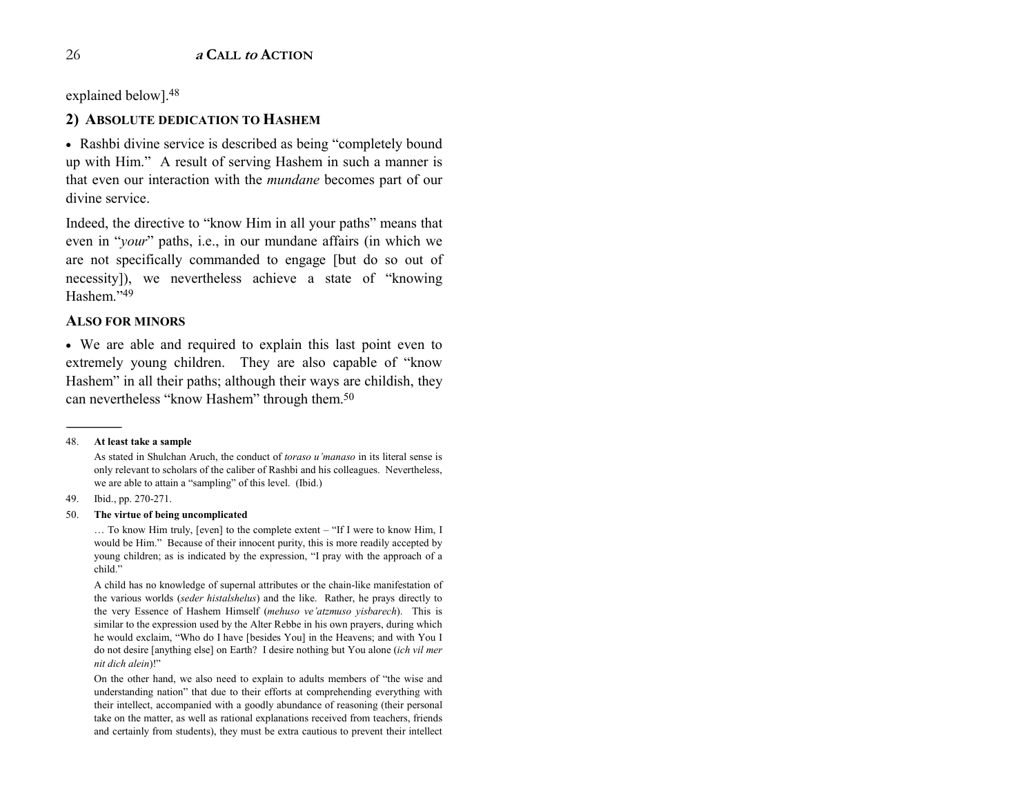explained below].[48]

## 2) ABSOLUTE DEDICATION TO HASHEM

• Rashbi divine service is described as being "completely bound up with Him." A result of serving Hashem in such a manner is that even our interaction with the *mundane* becomes part of our divine service.

Indeed, the directive to "know Him in all your paths" means that even in "*your*" paths, i.e., in our mundane affairs (in which we are not specifically commanded to engage [but do so out of necessity]), we nevertheless achieve a state of "knowing Hashem."[49]

### ALSO FOR MINORS

• We are able and required to explain this last point even to extremely young children. They are also capable of "know Hashem" in all their paths; although their ways are childish, they can nevertheless "know Hashem" through them.[50]

---

48. **At least take a sample**

    As stated in Shulchan Aruch, the conduct of *toraso u'manaso* in its literal sense is only relevant to scholars of the caliber of Rashbi and his colleagues. Nevertheless, we are able to attain a "sampling" of this level. (Ibid.)

49. Ibid., pp. 270-271.

50. **The virtue of being uncomplicated**

    … To know Him truly, [even] to the complete extent – "If I were to know Him, I would be Him." Because of their innocent purity, this is more readily accepted by young children; as is indicated by the expression, "I pray with the approach of a child."

    A child has no knowledge of supernal attributes or the chain-like manifestation of the various worlds (*seder histalshelus*) and the like. Rather, he prays directly to the very Essence of Hashem Himself (*mehuso ve'atzmuso yisbarech*). This is similar to the expression used by the Alter Rebbe in his own prayers, during which he would exclaim, "Who do I have [besides You] in the Heavens; and with You I do not desire [anything else] on Earth? I desire nothing but You alone (*ich vil mer nit dich alein*)!"

    On the other hand, we also need to explain to adults members of "the wise and understanding nation" that due to their efforts at comprehending everything with their intellect, accompanied with a goodly abundance of reasoning (their personal take on the matter, as well as rational explanations received from teachers, friends and certainly from students), they must be extra cautious to prevent their intellect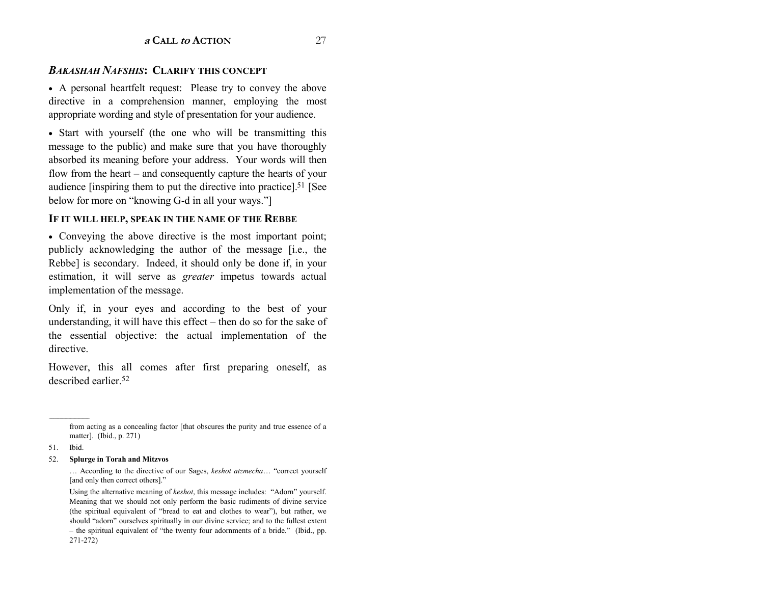### *BAKASHAH NAFSHIS*: CLARIFY THIS CONCEPT

- A personal heartfelt request: Please try to convey the above directive in a comprehension manner, employing the most appropriate wording and style of presentation for your audience.

- Start with yourself (the one who will be transmitting this message to the public) and make sure that you have thoroughly absorbed its meaning before your address. Your words will then flow from the heart – and consequently capture the hearts of your audience [inspiring them to put the directive into practice].[51] [See below for more on "knowing G-d in all your ways."]

### IF IT WILL HELP, SPEAK IN THE NAME OF THE REBBE

- Conveying the above directive is the most important point; publicly acknowledging the author of the message [i.e., the Rebbe] is secondary. Indeed, it should only be done if, in your estimation, it will serve as *greater* impetus towards actual implementation of the message.

Only if, in your eyes and according to the best of your understanding, it will have this effect – then do so for the sake of the essential objective: the actual implementation of the directive.

However, this all comes after first preparing oneself, as described earlier.[52]

---

from acting as a concealing factor [that obscures the purity and true essence of a matter]. (Ibid., p. 271)

51. Ibid.

52. **Splurge in Torah and Mitzvos**

… According to the directive of our Sages, *keshot atzmecha*… "correct yourself [and only then correct others]."

Using the alternative meaning of *keshot*, this message includes: "Adorn" yourself. Meaning that we should not only perform the basic rudiments of divine service (the spiritual equivalent of "bread to eat and clothes to wear"), but rather, we should "adorn" ourselves spiritually in our divine service; and to the fullest extent – the spiritual equivalent of "the twenty four adornments of a bride." (Ibid., pp. 271-272)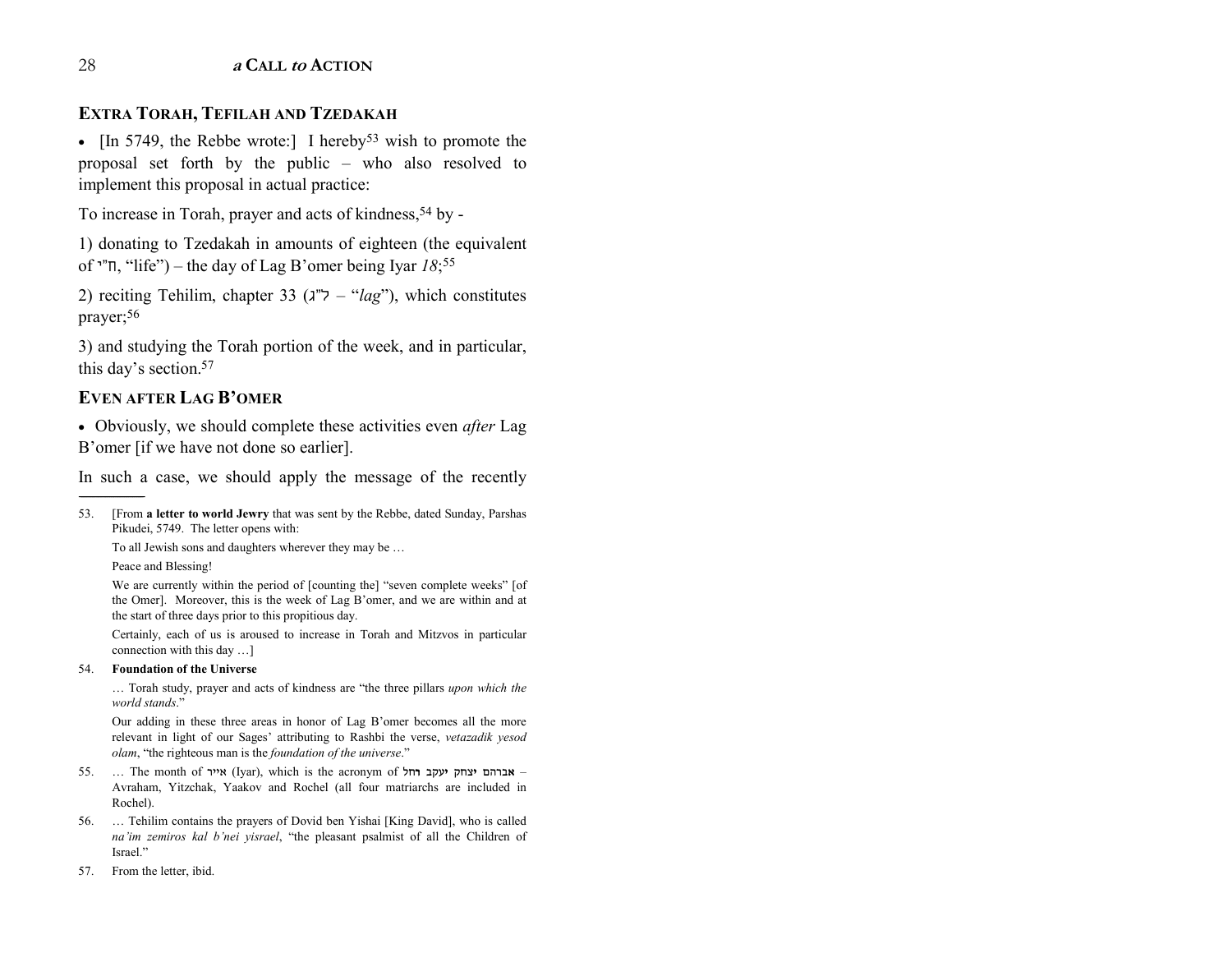## EXTRA TORAH, TEFILAH AND TZEDAKAH

- [In 5749, the Rebbe wrote:] I hereby[53] wish to promote the proposal set forth by the public – who also resolved to implement this proposal in actual practice:

To increase in Torah, prayer and acts of kindness,[54] by -

1) donating to Tzedakah in amounts of eighteen (the equivalent of ח"י, "life") – the day of Lag B'omer being Iyar *18*;[55]

2) reciting Tehilim, chapter 33 (ל"ג – "*lag*"), which constitutes prayer;[56]

3) and studying the Torah portion of the week, and in particular, this day's section.[57]

## EVEN AFTER LAG B'OMER

- Obviously, we should complete these activities even *after* Lag B'omer [if we have not done so earlier].

In such a case, we should apply the message of the recently

---

53. [From **a letter to world Jewry** that was sent by the Rebbe, dated Sunday, Parshas Pikudei, 5749. The letter opens with:

To all Jewish sons and daughters wherever they may be …

Peace and Blessing!

We are currently within the period of [counting the] "seven complete weeks" [of the Omer]. Moreover, this is the week of Lag B'omer, and we are within and at the start of three days prior to this propitious day.

Certainly, each of us is aroused to increase in Torah and Mitzvos in particular connection with this day …]

54. **Foundation of the Universe**

… Torah study, prayer and acts of kindness are "the three pillars *upon which the world stands*."

Our adding in these three areas in honor of Lag B'omer becomes all the more relevant in light of our Sages' attributing to Rashbi the verse, *vetazadik yesod olam*, "the righteous man is the *foundation of the universe*."

55. … The month of **א**ייר (Iyar), which is the acronym of **א**ברהם **י**צחק **י**עקב **ר**חל – Avraham, Yitzchak, Yaakov and Rochel (all four matriarchs are included in Rochel).

56. … Tehilim contains the prayers of Dovid ben Yishai [King David], who is called *na'im zemiros kal b'nei yisrael*, "the pleasant psalmist of all the Children of Israel."

57. From the letter, ibid.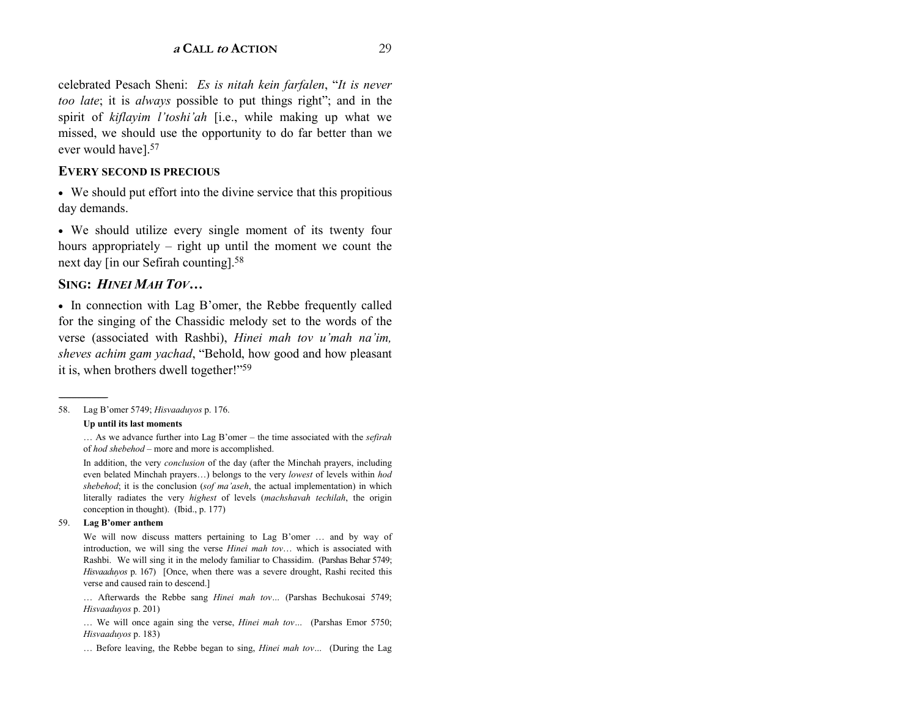celebrated Pesach Sheni: *Es is nitah kein farfalen*, "*It is never too late*; it is *always* possible to put things right"; and in the spirit of *kiflayim l'toshi'ah* [i.e., while making up what we missed, we should use the opportunity to do far better than we ever would have].[57]

### EVERY SECOND IS PRECIOUS

- We should put effort into the divine service that this propitious day demands.
- We should utilize every single moment of its twenty four hours appropriately – right up until the moment we count the next day [in our Sefirah counting].[58]

### SING: *HINEI MAH TOV…*

- In connection with Lag B'omer, the Rebbe frequently called for the singing of the Chassidic melody set to the words of the verse (associated with Rashbi), *Hinei mah tov u'mah na'im, sheves achim gam yachad*, "Behold, how good and how pleasant it is, when brothers dwell together!"[59]

---

58. Lag B'omer 5749; *Hisvaaduyos* p. 176.

    **Up until its last moments**

    … As we advance further into Lag B'omer – the time associated with the *sefirah* of *hod shebehod* – more and more is accomplished.

    In addition, the very *conclusion* of the day (after the Minchah prayers, including even belated Minchah prayers…) belongs to the very *lowest* of levels within *hod shebehod*; it is the conclusion (*sof ma'aseh*, the actual implementation) in which literally radiates the very *highest* of levels (*machshavah techilah*, the origin conception in thought). (Ibid., p. 177)

59. **Lag B'omer anthem**

    We will now discuss matters pertaining to Lag B'omer … and by way of introduction, we will sing the verse *Hinei mah tov*… which is associated with Rashbi. We will sing it in the melody familiar to Chassidim. (Parshas Behar 5749; *Hisvaaduyos* p. 167) [Once, when there was a severe drought, Rashi recited this verse and caused rain to descend.]

    … Afterwards the Rebbe sang *Hinei mah tov*... (Parshas Bechukosai 5749; *Hisvaaduyos* p. 201)

    … We will once again sing the verse, *Hinei mah tov*… (Parshas Emor 5750; *Hisvaaduyos* p. 183)

    … Before leaving, the Rebbe began to sing, *Hinei mah tov*... (During the Lag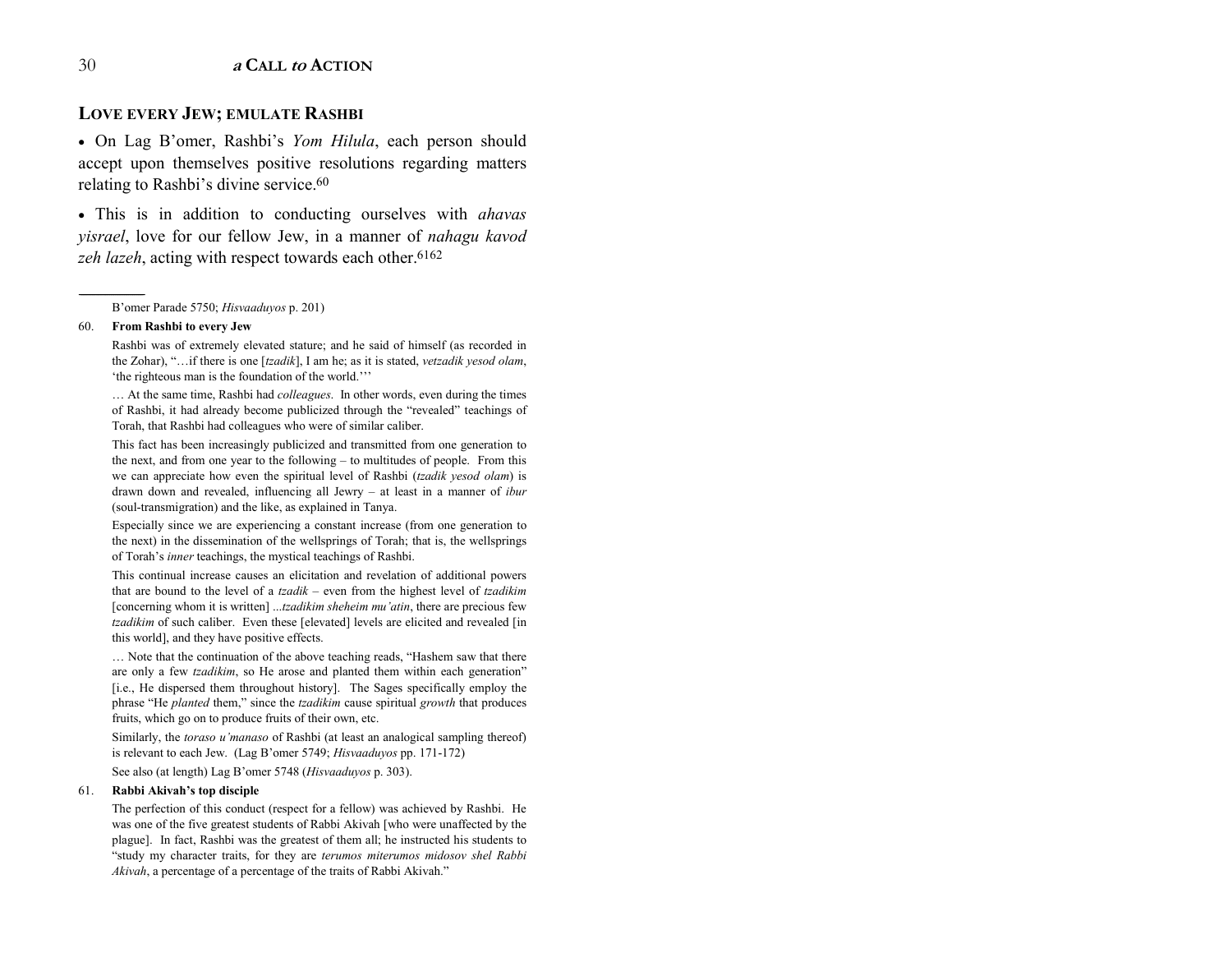## LOVE EVERY JEW; EMULATE RASHBI

• On Lag B'omer, Rashbi's *Yom Hilula*, each person should accept upon themselves positive resolutions regarding matters relating to Rashbi's divine service.[60]

• This is in addition to conducting ourselves with *ahavas yisrael*, love for our fellow Jew, in a manner of *nahagu kavod zeh lazeh*, acting with respect towards each other.[61][62]

---

B'omer Parade 5750; *Hisvaaduyos* p. 201)

60. **From Rashbi to every Jew**

Rashbi was of extremely elevated stature; and he said of himself (as recorded in the Zohar), "…if there is one [*tzadik*], I am he; as it is stated, *vetzadik yesod olam*, 'the righteous man is the foundation of the world.'''

… At the same time, Rashbi had *colleagues*. In other words, even during the times of Rashbi, it had already become publicized through the "revealed" teachings of Torah, that Rashbi had colleagues who were of similar caliber.

This fact has been increasingly publicized and transmitted from one generation to the next, and from one year to the following – to multitudes of people. From this we can appreciate how even the spiritual level of Rashbi (*tzadik yesod olam*) is drawn down and revealed, influencing all Jewry – at least in a manner of *ibur* (soul-transmigration) and the like, as explained in Tanya.

Especially since we are experiencing a constant increase (from one generation to the next) in the dissemination of the wellsprings of Torah; that is, the wellsprings of Torah's *inner* teachings, the mystical teachings of Rashbi.

This continual increase causes an elicitation and revelation of additional powers that are bound to the level of a *tzadik* – even from the highest level of *tzadikim* [concerning whom it is written] *...tzadikim sheheim mu'atin*, there are precious few *tzadikim* of such caliber. Even these [elevated] levels are elicited and revealed [in this world], and they have positive effects.

… Note that the continuation of the above teaching reads, "Hashem saw that there are only a few *tzadikim*, so He arose and planted them within each generation" [i.e., He dispersed them throughout history]. The Sages specifically employ the phrase "He *planted* them," since the *tzadikim* cause spiritual *growth* that produces fruits, which go on to produce fruits of their own, etc.

Similarly, the *toraso u'manaso* of Rashbi (at least an analogical sampling thereof) is relevant to each Jew. (Lag B'omer 5749; *Hisvaaduyos* pp. 171-172)

See also (at length) Lag B'omer 5748 (*Hisvaaduyos* p. 303).

61. **Rabbi Akivah's top disciple**

The perfection of this conduct (respect for a fellow) was achieved by Rashbi. He was one of the five greatest students of Rabbi Akivah [who were unaffected by the plague]. In fact, Rashbi was the greatest of them all; he instructed his students to "study my character traits, for they are *terumos miterumos midosov shel Rabbi Akivah*, a percentage of a percentage of the traits of Rabbi Akivah."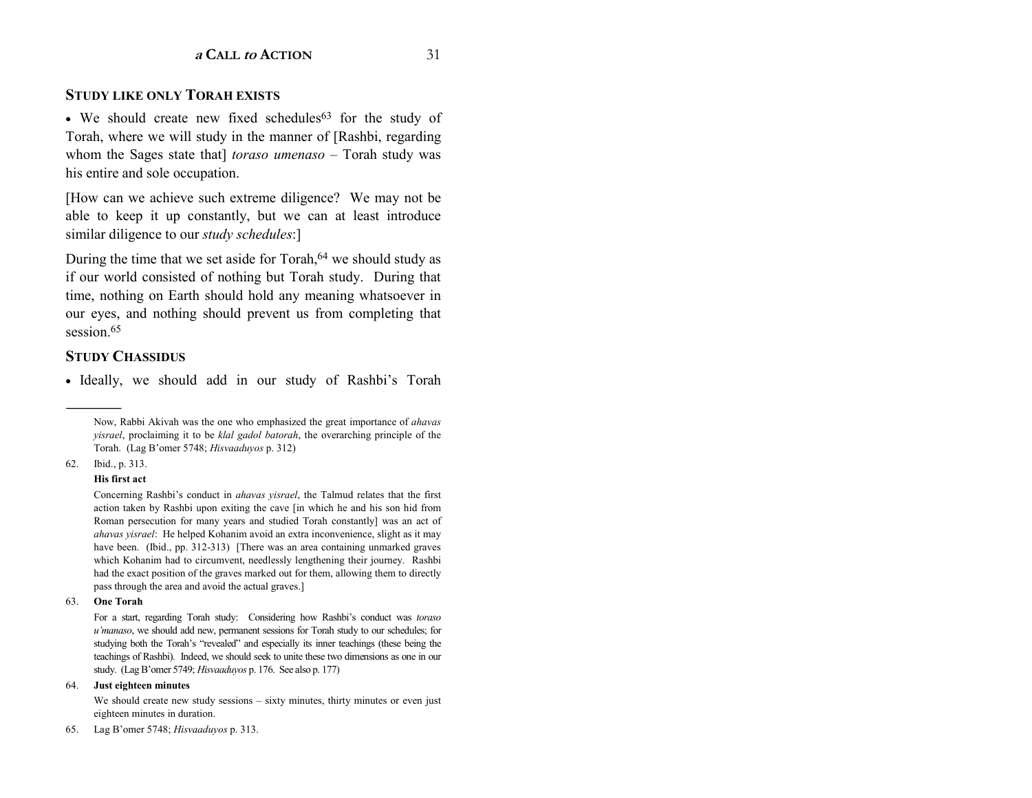## STUDY LIKE ONLY TORAH EXISTS

• We should create new fixed schedules[63] for the study of Torah, where we will study in the manner of [Rashbi, regarding whom the Sages state that] *toraso umenaso* – Torah study was his entire and sole occupation.

[How can we achieve such extreme diligence? We may not be able to keep it up constantly, but we can at least introduce similar diligence to our *study schedules*:]

During the time that we set aside for Torah,[64] we should study as if our world consisted of nothing but Torah study. During that time, nothing on Earth should hold any meaning whatsoever in our eyes, and nothing should prevent us from completing that session.[65]

## STUDY CHASSIDUS

• Ideally, we should add in our study of Rashbi's Torah

---

Now, Rabbi Akivah was the one who emphasized the great importance of *ahavas yisrael*, proclaiming it to be *klal gadol batorah*, the overarching principle of the Torah. (Lag B'omer 5748; *Hisvaaduyos* p. 312)

62. Ibid., p. 313.

**His first act**

Concerning Rashbi's conduct in *ahavas yisrael*, the Talmud relates that the first action taken by Rashbi upon exiting the cave [in which he and his son hid from Roman persecution for many years and studied Torah constantly] was an act of *ahavas yisrael*: He helped Kohanim avoid an extra inconvenience, slight as it may have been. (Ibid., pp. 312-313) [There was an area containing unmarked graves which Kohanim had to circumvent, needlessly lengthening their journey. Rashbi had the exact position of the graves marked out for them, allowing them to directly pass through the area and avoid the actual graves.]

63. **One Torah**

For a start, regarding Torah study: Considering how Rashbi's conduct was *toraso u'manaso*, we should add new, permanent sessions for Torah study to our schedules; for studying both the Torah's "revealed" and especially its inner teachings (these being the teachings of Rashbi). Indeed, we should seek to unite these two dimensions as one in our study. (Lag B'omer 5749; *Hisvaaduyos* p. 176. See also p. 177)

64. **Just eighteen minutes**

We should create new study sessions – sixty minutes, thirty minutes or even just eighteen minutes in duration.

65. Lag B'omer 5748; *Hisvaaduyos* p. 313.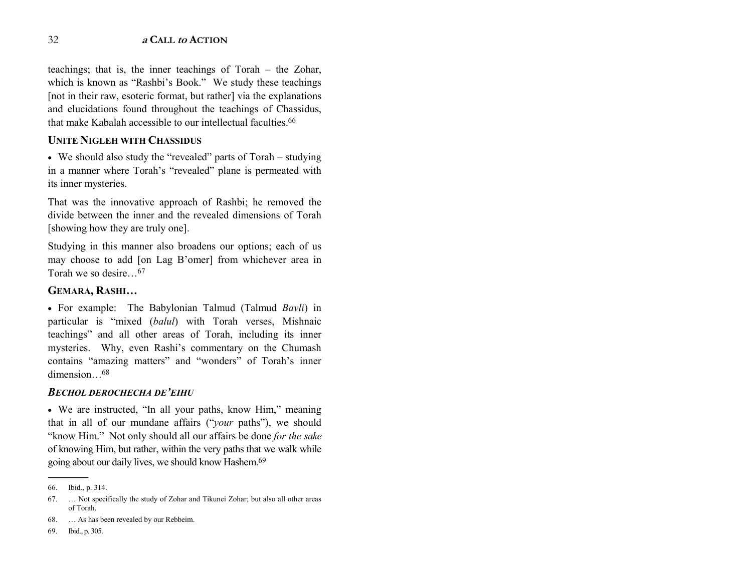teachings; that is, the inner teachings of Torah – the Zohar, which is known as "Rashbi's Book." We study these teachings [not in their raw, esoteric format, but rather] via the explanations and elucidations found throughout the teachings of Chassidus, that make Kabalah accessible to our intellectual faculties.[66]

### UNITE NIGLEH WITH CHASSIDUS

• We should also study the "revealed" parts of Torah – studying in a manner where Torah's "revealed" plane is permeated with its inner mysteries.

That was the innovative approach of Rashbi; he removed the divide between the inner and the revealed dimensions of Torah [showing how they are truly one].

Studying in this manner also broadens our options; each of us may choose to add [on Lag B'omer] from whichever area in Torah we so desire…[67]

### GEMARA, RASHI…

• For example: The Babylonian Talmud (Talmud *Bavli*) in particular is "mixed (*balul*) with Torah verses, Mishnaic teachings" and all other areas of Torah, including its inner mysteries. Why, even Rashi's commentary on the Chumash contains "amazing matters" and "wonders" of Torah's inner dimension…[68]

### *BECHOL DEROCHECHA DE'EIHU*

• We are instructed, "In all your paths, know Him," meaning that in all of our mundane affairs ("*your* paths"), we should "know Him." Not only should all our affairs be done *for the sake* of knowing Him, but rather, within the very paths that we walk while going about our daily lives, we should know Hashem.[69]

---

66. Ibid., p. 314.

67. … Not specifically the study of Zohar and Tikunei Zohar; but also all other areas of Torah.

68. … As has been revealed by our Rebbeim.

69. Ibid., p. 305.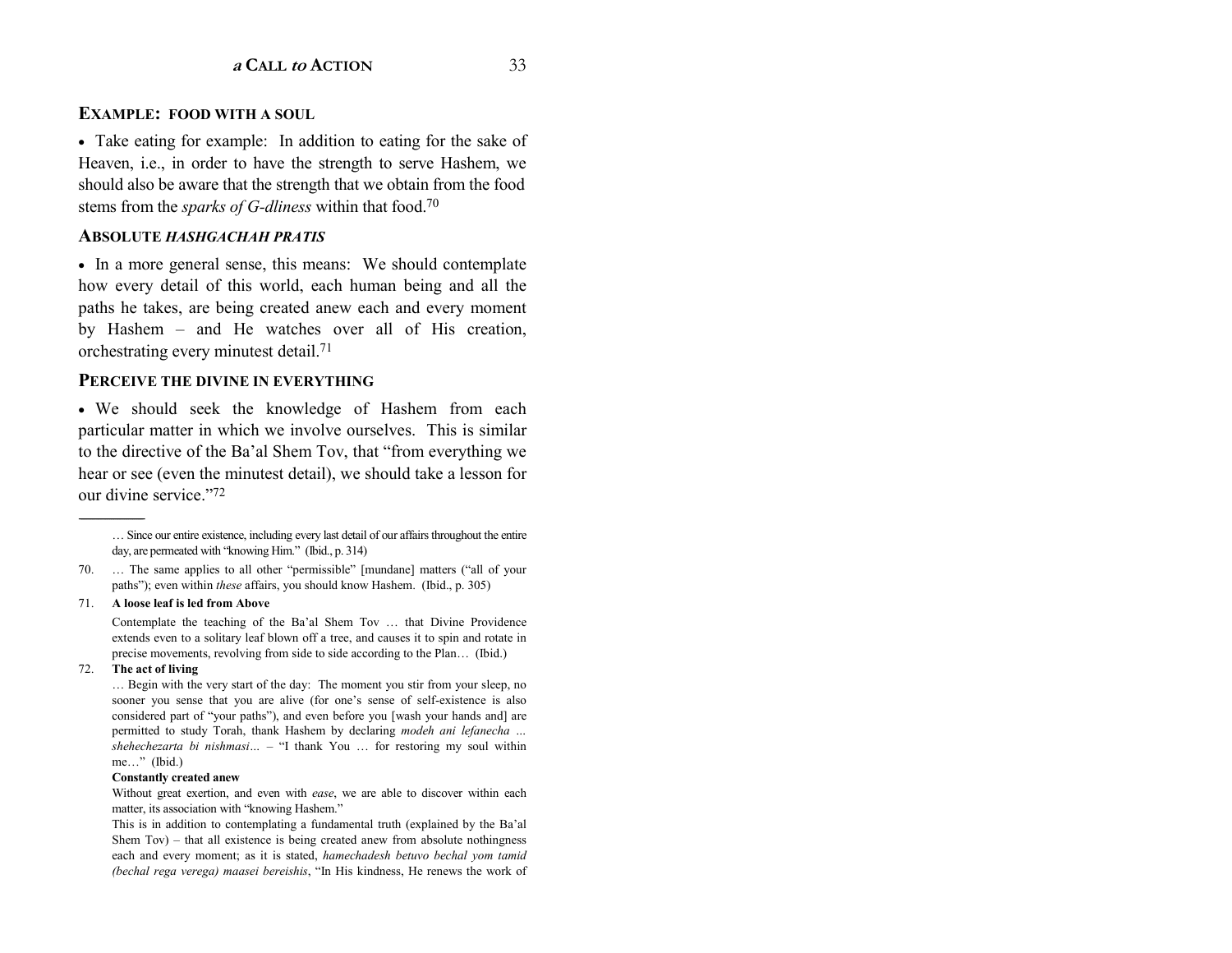### EXAMPLE: FOOD WITH A SOUL

• Take eating for example: In addition to eating for the sake of Heaven, i.e., in order to have the strength to serve Hashem, we should also be aware that the strength that we obtain from the food stems from the *sparks of G-dliness* within that food.[70]

### ABSOLUTE *HASHGACHAH PRATIS*

• In a more general sense, this means: We should contemplate how every detail of this world, each human being and all the paths he takes, are being created anew each and every moment by Hashem – and He watches over all of His creation, orchestrating every minutest detail.[71]

### PERCEIVE THE DIVINE IN EVERYTHING

• We should seek the knowledge of Hashem from each particular matter in which we involve ourselves. This is similar to the directive of the Ba'al Shem Tov, that "from everything we hear or see (even the minutest detail), we should take a lesson for our divine service."[72]

---

… Since our entire existence, including every last detail of our affairs throughout the entire day, are permeated with "knowing Him." (Ibid., p. 314)

70. … The same applies to all other "permissible" [mundane] matters ("all of your paths"); even within *these* affairs, you should know Hashem. (Ibid., p. 305)

71. **A loose leaf is led from Above**

Contemplate the teaching of the Ba'al Shem Tov … that Divine Providence extends even to a solitary leaf blown off a tree, and causes it to spin and rotate in precise movements, revolving from side to side according to the Plan… (Ibid.)

72. **The act of living**

… Begin with the very start of the day: The moment you stir from your sleep, no sooner you sense that you are alive (for one's sense of self-existence is also considered part of "your paths"), and even before you [wash your hands and] are permitted to study Torah, thank Hashem by declaring *modeh ani lefanecha … shehechezarta bi nishmasi…* – "I thank You … for restoring my soul within me…" (Ibid.)

**Constantly created anew**

Without great exertion, and even with *ease*, we are able to discover within each matter, its association with "knowing Hashem."

This is in addition to contemplating a fundamental truth (explained by the Ba'al Shem Tov) – that all existence is being created anew from absolute nothingness each and every moment; as it is stated, *hamechadesh betuvo bechal yom tamid (bechal rega verega) maasei bereishis*, "In His kindness, He renews the work of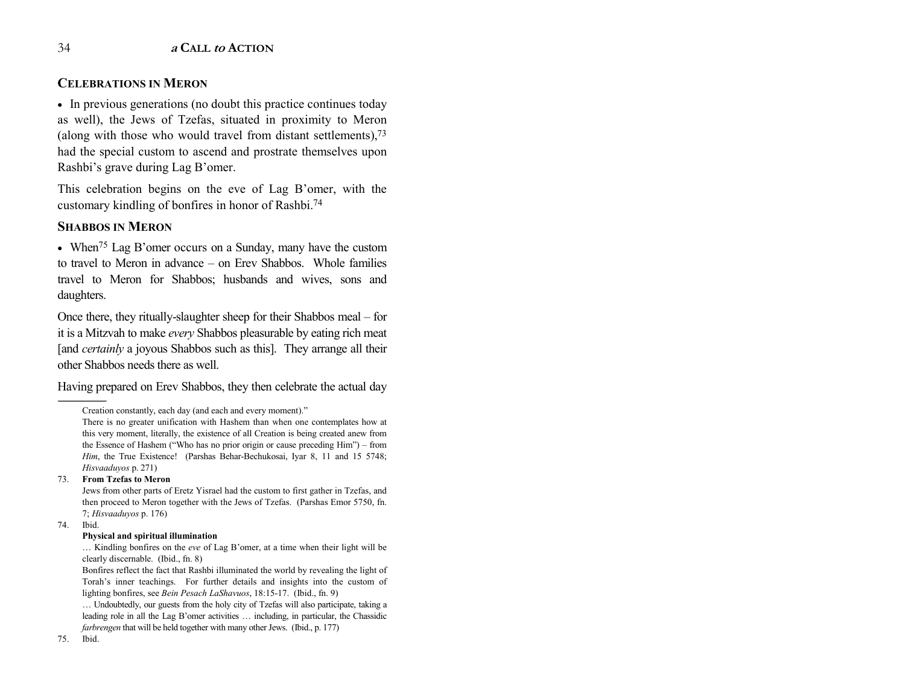## Celebrations in Meron

- In previous generations (no doubt this practice continues today as well), the Jews of Tzefas, situated in proximity to Meron (along with those who would travel from distant settlements),[73] had the special custom to ascend and prostrate themselves upon Rashbi's grave during Lag B'omer.

This celebration begins on the eve of Lag B'omer, with the customary kindling of bonfires in honor of Rashbi.[74]

## Shabbos in Meron

- When[75] Lag B'omer occurs on a Sunday, many have the custom to travel to Meron in advance – on Erev Shabbos. Whole families travel to Meron for Shabbos; husbands and wives, sons and daughters.

Once there, they ritually-slaughter sheep for their Shabbos meal – for it is a Mitzvah to make *every* Shabbos pleasurable by eating rich meat [and *certainly* a joyous Shabbos such as this]. They arrange all their other Shabbos needs there as well.

Having prepared on Erev Shabbos, they then celebrate the actual day

---

Creation constantly, each day (and each and every moment)."

There is no greater unification with Hashem than when one contemplates how at this very moment, literally, the existence of all Creation is being created anew from the Essence of Hashem ("Who has no prior origin or cause preceding Him") – from *Him*, the True Existence! (Parshas Behar-Bechukosai, Iyar 8, 11 and 15 5748; *Hisvaaduyos* p. 271)

73. **From Tzefas to Meron**

Jews from other parts of Eretz Yisrael had the custom to first gather in Tzefas, and then proceed to Meron together with the Jews of Tzefas. (Parshas Emor 5750, fn. 7; *Hisvaaduyos* p. 176)

74. Ibid.

**Physical and spiritual illumination**

… Kindling bonfires on the *eve* of Lag B'omer, at a time when their light will be clearly discernable. (Ibid., fn. 8)

Bonfires reflect the fact that Rashbi illuminated the world by revealing the light of Torah's inner teachings. For further details and insights into the custom of lighting bonfires, see *Bein Pesach LaShavuos*, 18:15-17. (Ibid., fn. 9)

… Undoubtedly, our guests from the holy city of Tzefas will also participate, taking a leading role in all the Lag B'omer activities … including, in particular, the Chassidic *farbrengen* that will be held together with many other Jews. (Ibid., p. 177)

75. Ibid.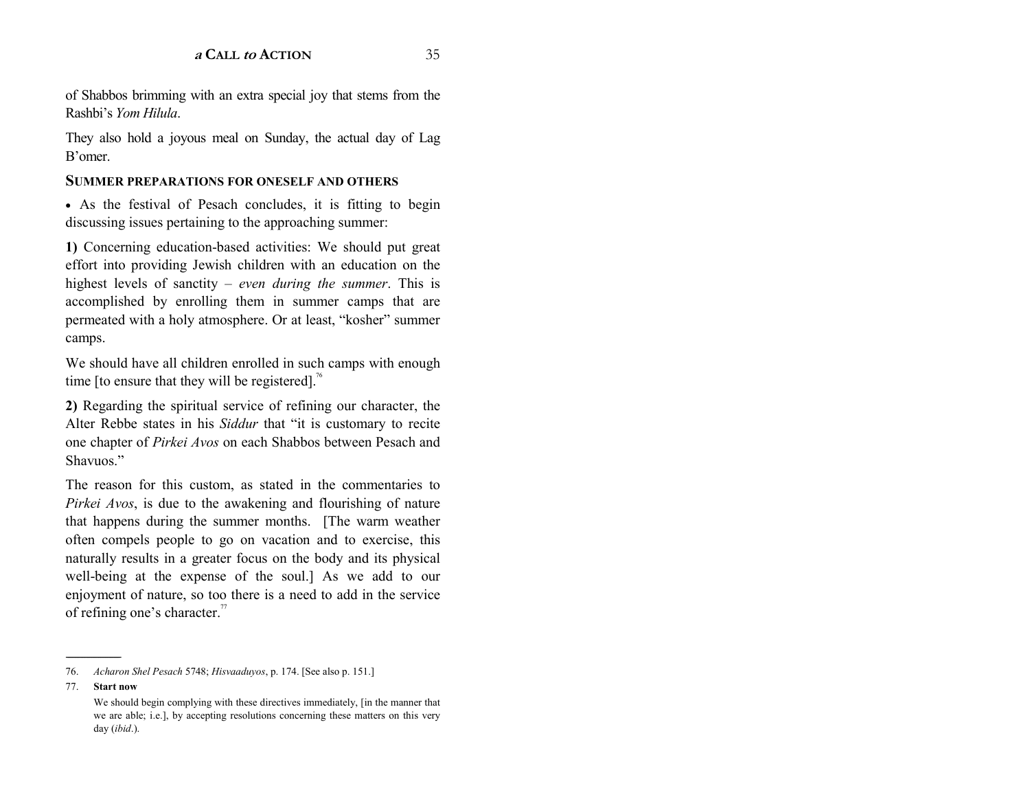of Shabbos brimming with an extra special joy that stems from the Rashbi's *Yom Hilula*.

They also hold a joyous meal on Sunday, the actual day of Lag B'omer.

### SUMMER PREPARATIONS FOR ONESELF AND OTHERS

• As the festival of Pesach concludes, it is fitting to begin discussing issues pertaining to the approaching summer:

**1)** Concerning education-based activities: We should put great effort into providing Jewish children with an education on the highest levels of sanctity – *even during the summer*. This is accomplished by enrolling them in summer camps that are permeated with a holy atmosphere. Or at least, "kosher" summer camps.

We should have all children enrolled in such camps with enough time [to ensure that they will be registered].[76]

**2)** Regarding the spiritual service of refining our character, the Alter Rebbe states in his *Siddur* that "it is customary to recite one chapter of *Pirkei Avos* on each Shabbos between Pesach and Shavuos."

The reason for this custom, as stated in the commentaries to *Pirkei Avos*, is due to the awakening and flourishing of nature that happens during the summer months. [The warm weather often compels people to go on vacation and to exercise, this naturally results in a greater focus on the body and its physical well-being at the expense of the soul.] As we add to our enjoyment of nature, so too there is a need to add in the service of refining one's character.[77]

---

76. *Acharon Shel Pesach* 5748; *Hisvaaduyos*, p. 174. [See also p. 151.]

77. **Start now**

We should begin complying with these directives immediately, [in the manner that we are able; i.e.], by accepting resolutions concerning these matters on this very day (*ibid*.).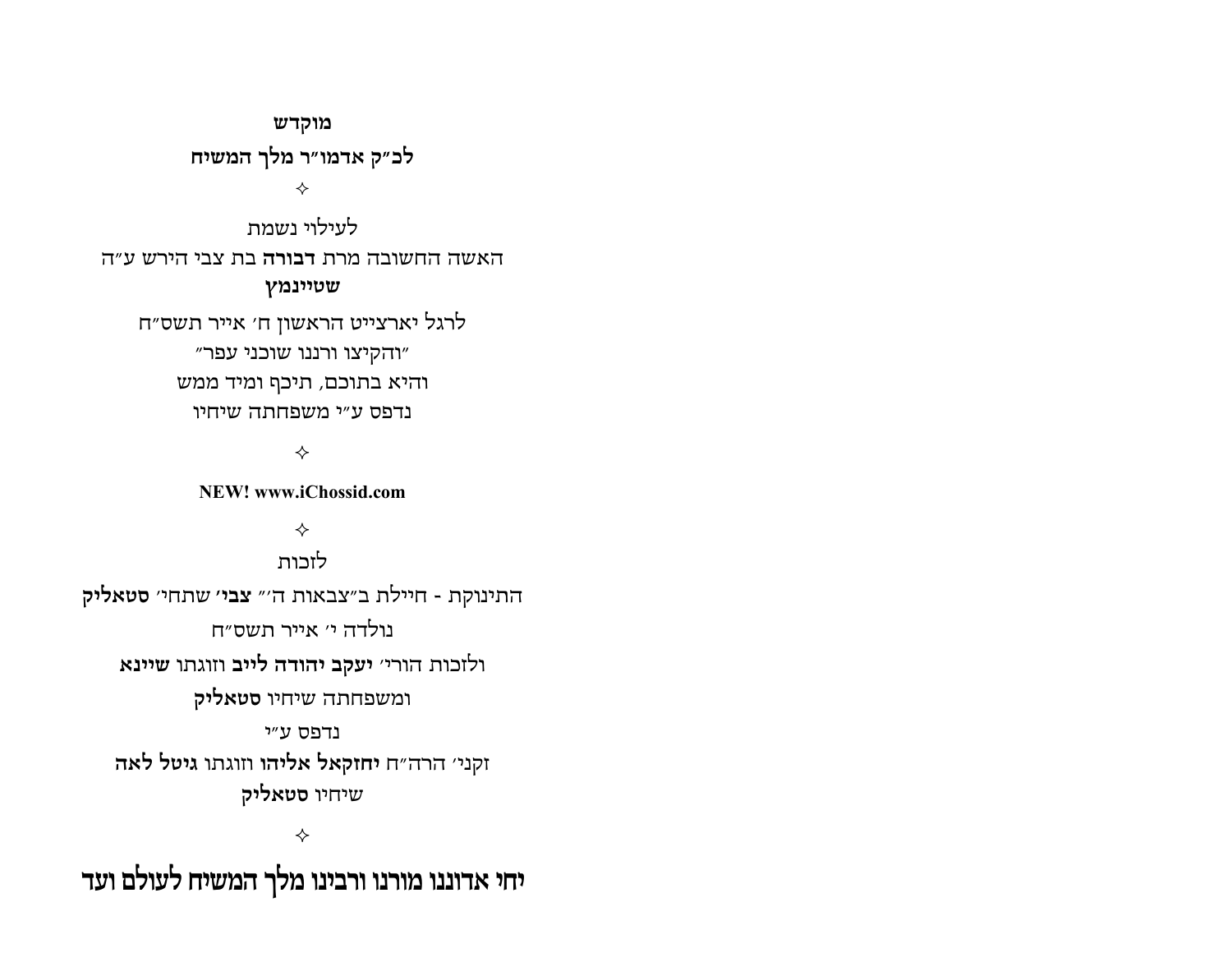**מוקדש**

**לכ״ק אדמו״ר מלך המשיח**

✧

לעילוי נשמת

האשה החשובה מרת **דבורה** בת צבי הירש ע״ה

**שטיינמץ**

לרגל יארצייט הראשון ח׳ אייר תשס״ח

״והקיצו ורננו שוכני עפר״

והיא בתוכם, תיכף ומיד ממש

נדפס ע״י משפחתה שיחיו

✧

**NEW! www.iChossid.com**

✧

לזכות

התינוקת - חיילת ב״צבאות ה׳״ **צבי׳** שתחי׳ **סטאליק**

נולדה י׳ אייר תשס״ח

ולזכות הורי׳ **יעקב יהודה לייב** וזוגתו **שיינא**

ומשפחתה שיחיו **סטאליק**

נדפס ע״י

זקני׳ הרה״ח **יחזקאל אליהו** וזוגתו **גיטל לאה**

שיחיו **סטאליק**

✧

**יחי אדוננו מורנו ורבינו מלך המשיח לעולם ועד**